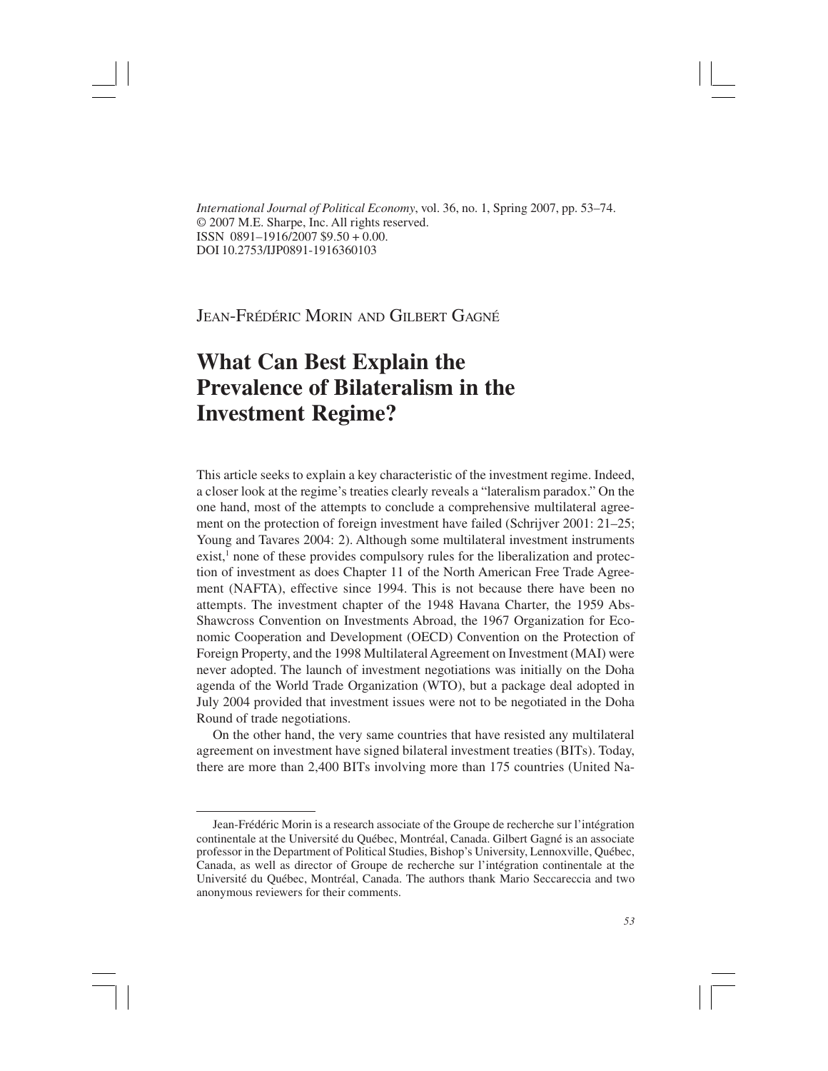*International Journal of Political Economy*, vol. 36, no. 1, Spring 2007, pp. 53–74.
© 2007 M.E. Sharpe, Inc. All rights reserved.
ISSN 0891–1916/2007 $9.50 + 0.00.
DOI 10.2753/IJP0891-1916360103

Jean-Frédéric Morin and Gilbert Gagné

# What Can Best Explain the Prevalence of Bilateralism in the Investment Regime?

This article seeks to explain a key characteristic of the investment regime. Indeed, a closer look at the regime's treaties clearly reveals a "lateralism paradox." On the one hand, most of the attempts to conclude a comprehensive multilateral agreement on the protection of foreign investment have failed (Schrijver 2001: 21–25; Young and Tavares 2004: 2). Although some multilateral investment instruments exist,[1] none of these provides compulsory rules for the liberalization and protection of investment as does Chapter 11 of the North American Free Trade Agreement (NAFTA), effective since 1994. This is not because there have been no attempts. The investment chapter of the 1948 Havana Charter, the 1959 Abs-Shawcross Convention on Investments Abroad, the 1967 Organization for Economic Cooperation and Development (OECD) Convention on the Protection of Foreign Property, and the 1998 Multilateral Agreement on Investment (MAI) were never adopted. The launch of investment negotiations was initially on the Doha agenda of the World Trade Organization (WTO), but a package deal adopted in July 2004 provided that investment issues were not to be negotiated in the Doha Round of trade negotiations.

On the other hand, the very same countries that have resisted any multilateral agreement on investment have signed bilateral investment treaties (BITs). Today, there are more than 2,400 BITs involving more than 175 countries (United Na-

---

Jean-Frédéric Morin is a research associate of the Groupe de recherche sur l'intégration continentale at the Université du Québec, Montréal, Canada. Gilbert Gagné is an associate professor in the Department of Political Studies, Bishop's University, Lennoxville, Québec, Canada, as well as director of Groupe de recherche sur l'intégration continentale at the Université du Québec, Montréal, Canada. The authors thank Mario Seccareccia and two anonymous reviewers for their comments.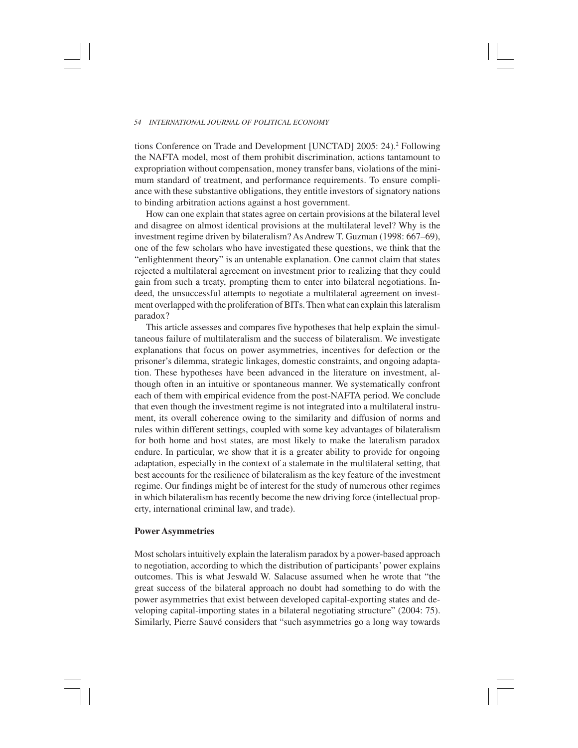tions Conference on Trade and Development [UNCTAD] 2005: 24).[2] Following the NAFTA model, most of them prohibit discrimination, actions tantamount to expropriation without compensation, money transfer bans, violations of the minimum standard of treatment, and performance requirements. To ensure compliance with these substantive obligations, they entitle investors of signatory nations to binding arbitration actions against a host government.

How can one explain that states agree on certain provisions at the bilateral level and disagree on almost identical provisions at the multilateral level? Why is the investment regime driven by bilateralism? As Andrew T. Guzman (1998: 667–69), one of the few scholars who have investigated these questions, we think that the "enlightenment theory" is an untenable explanation. One cannot claim that states rejected a multilateral agreement on investment prior to realizing that they could gain from such a treaty, prompting them to enter into bilateral negotiations. Indeed, the unsuccessful attempts to negotiate a multilateral agreement on investment overlapped with the proliferation of BITs. Then what can explain this lateralism paradox?

This article assesses and compares five hypotheses that help explain the simultaneous failure of multilateralism and the success of bilateralism. We investigate explanations that focus on power asymmetries, incentives for defection or the prisoner's dilemma, strategic linkages, domestic constraints, and ongoing adaptation. These hypotheses have been advanced in the literature on investment, although often in an intuitive or spontaneous manner. We systematically confront each of them with empirical evidence from the post-NAFTA period. We conclude that even though the investment regime is not integrated into a multilateral instrument, its overall coherence owing to the similarity and diffusion of norms and rules within different settings, coupled with some key advantages of bilateralism for both home and host states, are most likely to make the lateralism paradox endure. In particular, we show that it is a greater ability to provide for ongoing adaptation, especially in the context of a stalemate in the multilateral setting, that best accounts for the resilience of bilateralism as the key feature of the investment regime. Our findings might be of interest for the study of numerous other regimes in which bilateralism has recently become the new driving force (intellectual property, international criminal law, and trade).

## Power Asymmetries

Most scholars intuitively explain the lateralism paradox by a power-based approach to negotiation, according to which the distribution of participants' power explains outcomes. This is what Jeswald W. Salacuse assumed when he wrote that "the great success of the bilateral approach no doubt had something to do with the power asymmetries that exist between developed capital-exporting states and developing capital-importing states in a bilateral negotiating structure" (2004: 75). Similarly, Pierre Sauvé considers that "such asymmetries go a long way towards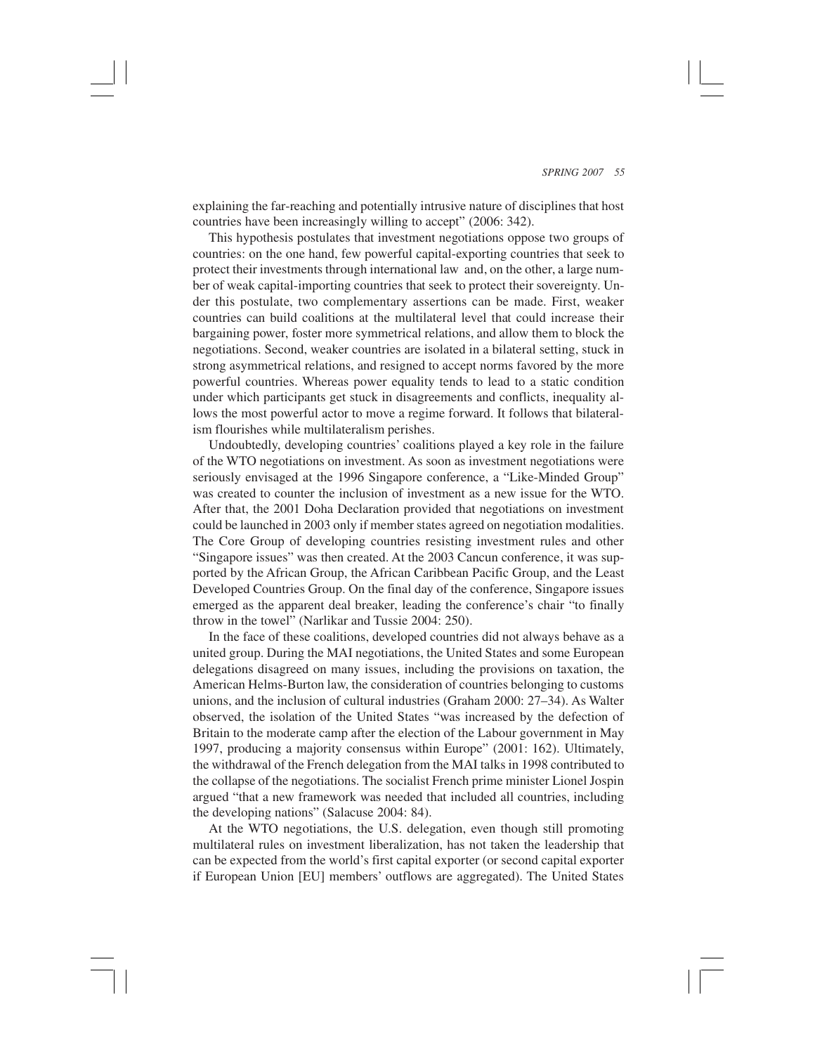explaining the far-reaching and potentially intrusive nature of disciplines that host countries have been increasingly willing to accept" (2006: 342).

This hypothesis postulates that investment negotiations oppose two groups of countries: on the one hand, few powerful capital-exporting countries that seek to protect their investments through international law and, on the other, a large number of weak capital-importing countries that seek to protect their sovereignty. Under this postulate, two complementary assertions can be made. First, weaker countries can build coalitions at the multilateral level that could increase their bargaining power, foster more symmetrical relations, and allow them to block the negotiations. Second, weaker countries are isolated in a bilateral setting, stuck in strong asymmetrical relations, and resigned to accept norms favored by the more powerful countries. Whereas power equality tends to lead to a static condition under which participants get stuck in disagreements and conflicts, inequality allows the most powerful actor to move a regime forward. It follows that bilateralism flourishes while multilateralism perishes.

Undoubtedly, developing countries' coalitions played a key role in the failure of the WTO negotiations on investment. As soon as investment negotiations were seriously envisaged at the 1996 Singapore conference, a "Like-Minded Group" was created to counter the inclusion of investment as a new issue for the WTO. After that, the 2001 Doha Declaration provided that negotiations on investment could be launched in 2003 only if member states agreed on negotiation modalities. The Core Group of developing countries resisting investment rules and other "Singapore issues" was then created. At the 2003 Cancun conference, it was supported by the African Group, the African Caribbean Pacific Group, and the Least Developed Countries Group. On the final day of the conference, Singapore issues emerged as the apparent deal breaker, leading the conference's chair "to finally throw in the towel" (Narlikar and Tussie 2004: 250).

In the face of these coalitions, developed countries did not always behave as a united group. During the MAI negotiations, the United States and some European delegations disagreed on many issues, including the provisions on taxation, the American Helms-Burton law, the consideration of countries belonging to customs unions, and the inclusion of cultural industries (Graham 2000: 27–34). As Walter observed, the isolation of the United States "was increased by the defection of Britain to the moderate camp after the election of the Labour government in May 1997, producing a majority consensus within Europe" (2001: 162). Ultimately, the withdrawal of the French delegation from the MAI talks in 1998 contributed to the collapse of the negotiations. The socialist French prime minister Lionel Jospin argued "that a new framework was needed that included all countries, including the developing nations" (Salacuse 2004: 84).

At the WTO negotiations, the U.S. delegation, even though still promoting multilateral rules on investment liberalization, has not taken the leadership that can be expected from the world's first capital exporter (or second capital exporter if European Union [EU] members' outflows are aggregated). The United States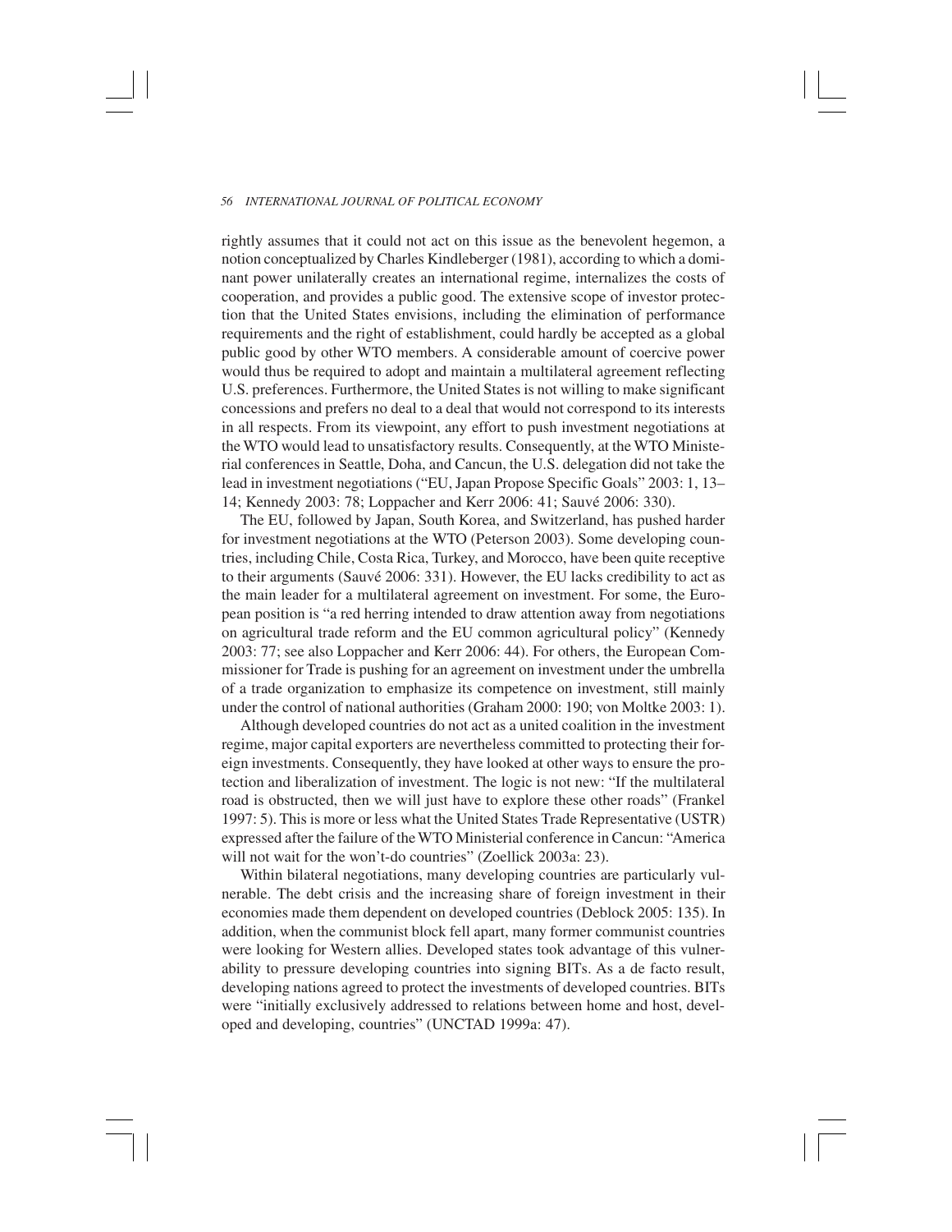rightly assumes that it could not act on this issue as the benevolent hegemon, a notion conceptualized by Charles Kindleberger (1981), according to which a dominant power unilaterally creates an international regime, internalizes the costs of cooperation, and provides a public good. The extensive scope of investor protection that the United States envisions, including the elimination of performance requirements and the right of establishment, could hardly be accepted as a global public good by other WTO members. A considerable amount of coercive power would thus be required to adopt and maintain a multilateral agreement reflecting U.S. preferences. Furthermore, the United States is not willing to make significant concessions and prefers no deal to a deal that would not correspond to its interests in all respects. From its viewpoint, any effort to push investment negotiations at the WTO would lead to unsatisfactory results. Consequently, at the WTO Ministerial conferences in Seattle, Doha, and Cancun, the U.S. delegation did not take the lead in investment negotiations ("EU, Japan Propose Specific Goals" 2003: 1, 13–14; Kennedy 2003: 78; Loppacher and Kerr 2006: 41; Sauvé 2006: 330).

The EU, followed by Japan, South Korea, and Switzerland, has pushed harder for investment negotiations at the WTO (Peterson 2003). Some developing countries, including Chile, Costa Rica, Turkey, and Morocco, have been quite receptive to their arguments (Sauvé 2006: 331). However, the EU lacks credibility to act as the main leader for a multilateral agreement on investment. For some, the European position is "a red herring intended to draw attention away from negotiations on agricultural trade reform and the EU common agricultural policy" (Kennedy 2003: 77; see also Loppacher and Kerr 2006: 44). For others, the European Commissioner for Trade is pushing for an agreement on investment under the umbrella of a trade organization to emphasize its competence on investment, still mainly under the control of national authorities (Graham 2000: 190; von Moltke 2003: 1).

Although developed countries do not act as a united coalition in the investment regime, major capital exporters are nevertheless committed to protecting their foreign investments. Consequently, they have looked at other ways to ensure the protection and liberalization of investment. The logic is not new: "If the multilateral road is obstructed, then we will just have to explore these other roads" (Frankel 1997: 5). This is more or less what the United States Trade Representative (USTR) expressed after the failure of the WTO Ministerial conference in Cancun: "America will not wait for the won't-do countries" (Zoellick 2003a: 23).

Within bilateral negotiations, many developing countries are particularly vulnerable. The debt crisis and the increasing share of foreign investment in their economies made them dependent on developed countries (Deblock 2005: 135). In addition, when the communist block fell apart, many former communist countries were looking for Western allies. Developed states took advantage of this vulnerability to pressure developing countries into signing BITs. As a de facto result, developing nations agreed to protect the investments of developed countries. BITs were "initially exclusively addressed to relations between home and host, developed and developing, countries" (UNCTAD 1999a: 47).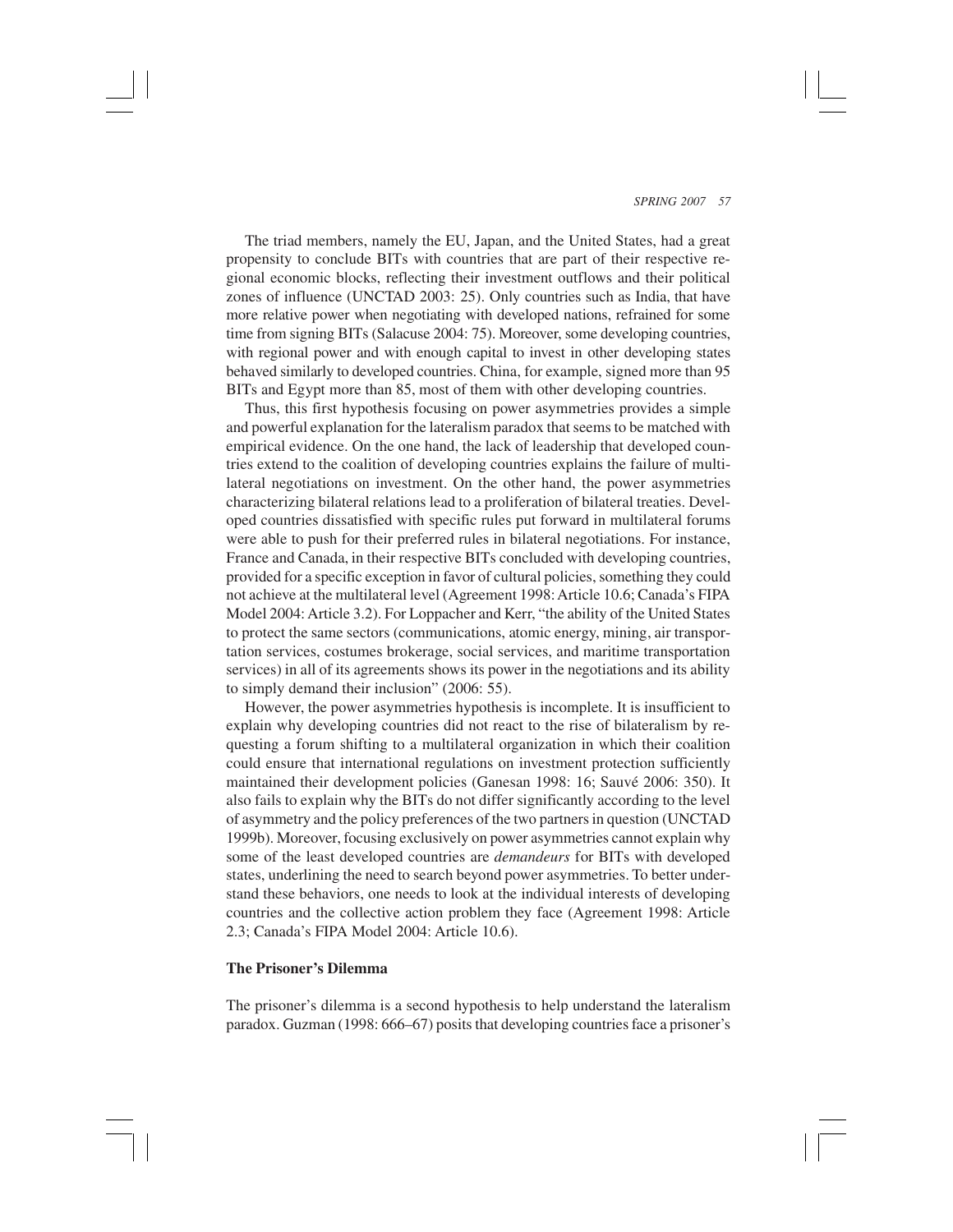The triad members, namely the EU, Japan, and the United States, had a great propensity to conclude BITs with countries that are part of their respective regional economic blocks, reflecting their investment outflows and their political zones of influence (UNCTAD 2003: 25). Only countries such as India, that have more relative power when negotiating with developed nations, refrained for some time from signing BITs (Salacuse 2004: 75). Moreover, some developing countries, with regional power and with enough capital to invest in other developing states behaved similarly to developed countries. China, for example, signed more than 95 BITs and Egypt more than 85, most of them with other developing countries.

Thus, this first hypothesis focusing on power asymmetries provides a simple and powerful explanation for the lateralism paradox that seems to be matched with empirical evidence. On the one hand, the lack of leadership that developed countries extend to the coalition of developing countries explains the failure of multilateral negotiations on investment. On the other hand, the power asymmetries characterizing bilateral relations lead to a proliferation of bilateral treaties. Developed countries dissatisfied with specific rules put forward in multilateral forums were able to push for their preferred rules in bilateral negotiations. For instance, France and Canada, in their respective BITs concluded with developing countries, provided for a specific exception in favor of cultural policies, something they could not achieve at the multilateral level (Agreement 1998: Article 10.6; Canada's FIPA Model 2004: Article 3.2). For Loppacher and Kerr, "the ability of the United States to protect the same sectors (communications, atomic energy, mining, air transportation services, costumes brokerage, social services, and maritime transportation services) in all of its agreements shows its power in the negotiations and its ability to simply demand their inclusion" (2006: 55).

However, the power asymmetries hypothesis is incomplete. It is insufficient to explain why developing countries did not react to the rise of bilateralism by requesting a forum shifting to a multilateral organization in which their coalition could ensure that international regulations on investment protection sufficiently maintained their development policies (Ganesan 1998: 16; Sauvé 2006: 350). It also fails to explain why the BITs do not differ significantly according to the level of asymmetry and the policy preferences of the two partners in question (UNCTAD 1999b). Moreover, focusing exclusively on power asymmetries cannot explain why some of the least developed countries are *demandeurs* for BITs with developed states, underlining the need to search beyond power asymmetries. To better understand these behaviors, one needs to look at the individual interests of developing countries and the collective action problem they face (Agreement 1998: Article 2.3; Canada's FIPA Model 2004: Article 10.6).

### The Prisoner's Dilemma

The prisoner's dilemma is a second hypothesis to help understand the lateralism paradox. Guzman (1998: 666–67) posits that developing countries face a prisoner's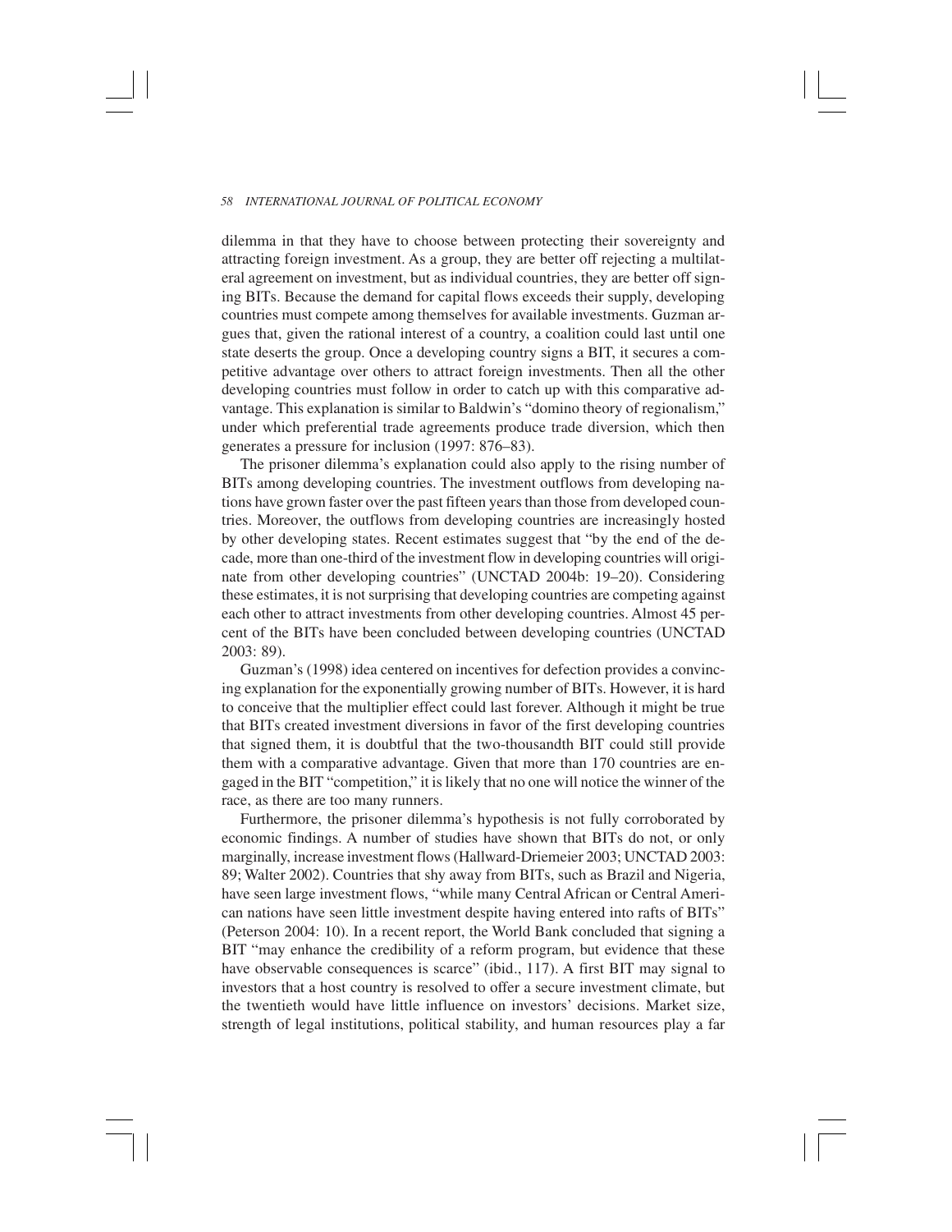dilemma in that they have to choose between protecting their sovereignty and attracting foreign investment. As a group, they are better off rejecting a multilateral agreement on investment, but as individual countries, they are better off signing BITs. Because the demand for capital flows exceeds their supply, developing countries must compete among themselves for available investments. Guzman argues that, given the rational interest of a country, a coalition could last until one state deserts the group. Once a developing country signs a BIT, it secures a competitive advantage over others to attract foreign investments. Then all the other developing countries must follow in order to catch up with this comparative advantage. This explanation is similar to Baldwin's "domino theory of regionalism," under which preferential trade agreements produce trade diversion, which then generates a pressure for inclusion (1997: 876–83).

The prisoner dilemma's explanation could also apply to the rising number of BITs among developing countries. The investment outflows from developing nations have grown faster over the past fifteen years than those from developed countries. Moreover, the outflows from developing countries are increasingly hosted by other developing states. Recent estimates suggest that "by the end of the decade, more than one-third of the investment flow in developing countries will originate from other developing countries" (UNCTAD 2004b: 19–20). Considering these estimates, it is not surprising that developing countries are competing against each other to attract investments from other developing countries. Almost 45 percent of the BITs have been concluded between developing countries (UNCTAD 2003: 89).

Guzman's (1998) idea centered on incentives for defection provides a convincing explanation for the exponentially growing number of BITs. However, it is hard to conceive that the multiplier effect could last forever. Although it might be true that BITs created investment diversions in favor of the first developing countries that signed them, it is doubtful that the two-thousandth BIT could still provide them with a comparative advantage. Given that more than 170 countries are engaged in the BIT "competition," it is likely that no one will notice the winner of the race, as there are too many runners.

Furthermore, the prisoner dilemma's hypothesis is not fully corroborated by economic findings. A number of studies have shown that BITs do not, or only marginally, increase investment flows (Hallward-Driemeier 2003; UNCTAD 2003: 89; Walter 2002). Countries that shy away from BITs, such as Brazil and Nigeria, have seen large investment flows, "while many Central African or Central American nations have seen little investment despite having entered into rafts of BITs" (Peterson 2004: 10). In a recent report, the World Bank concluded that signing a BIT "may enhance the credibility of a reform program, but evidence that these have observable consequences is scarce" (ibid., 117). A first BIT may signal to investors that a host country is resolved to offer a secure investment climate, but the twentieth would have little influence on investors' decisions. Market size, strength of legal institutions, political stability, and human resources play a far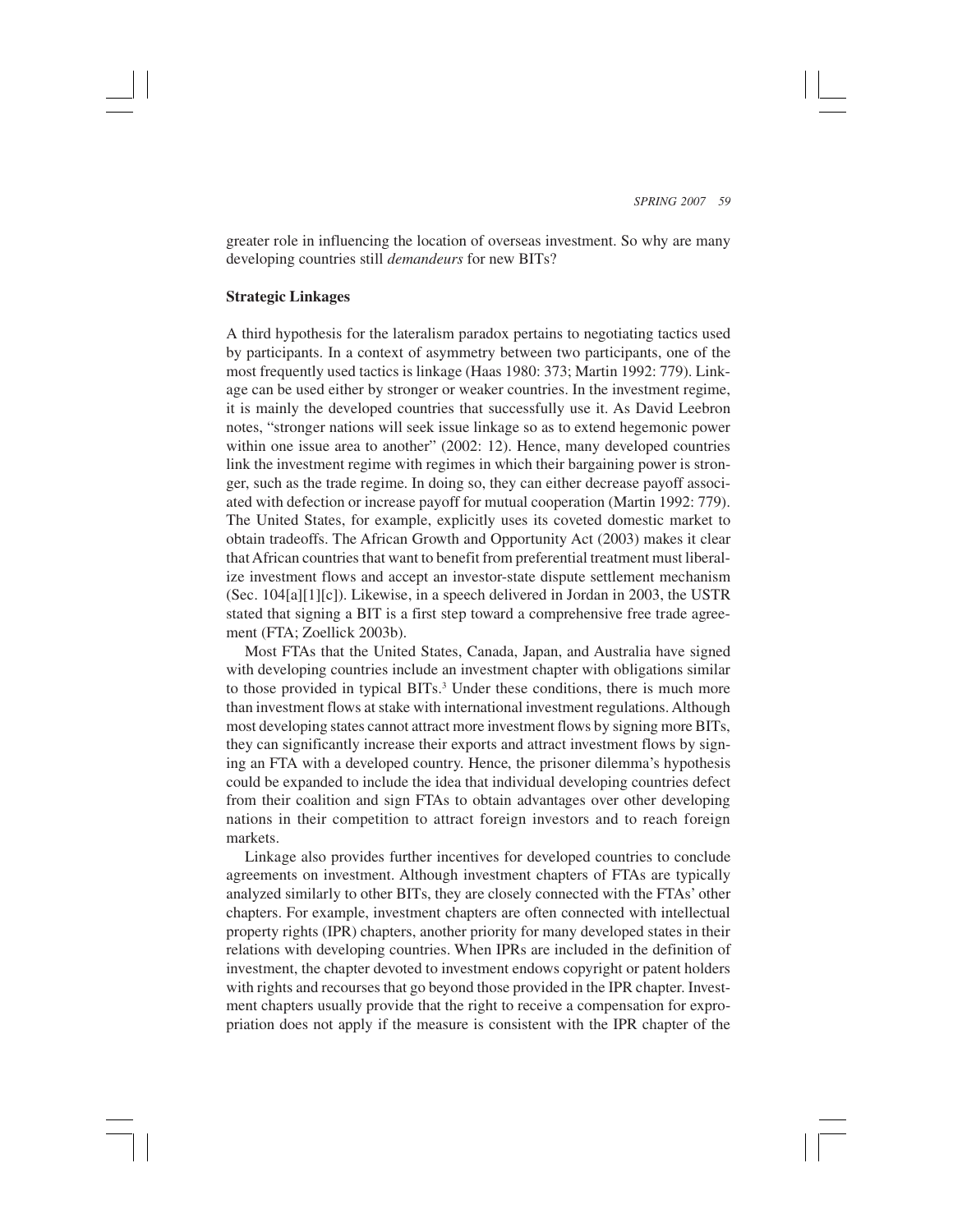greater role in influencing the location of overseas investment. So why are many developing countries still *demandeurs* for new BITs?

### Strategic Linkages

A third hypothesis for the lateralism paradox pertains to negotiating tactics used by participants. In a context of asymmetry between two participants, one of the most frequently used tactics is linkage (Haas 1980: 373; Martin 1992: 779). Linkage can be used either by stronger or weaker countries. In the investment regime, it is mainly the developed countries that successfully use it. As David Leebron notes, "stronger nations will seek issue linkage so as to extend hegemonic power within one issue area to another" (2002: 12). Hence, many developed countries link the investment regime with regimes in which their bargaining power is stronger, such as the trade regime. In doing so, they can either decrease payoff associated with defection or increase payoff for mutual cooperation (Martin 1992: 779). The United States, for example, explicitly uses its coveted domestic market to obtain tradeoffs. The African Growth and Opportunity Act (2003) makes it clear that African countries that want to benefit from preferential treatment must liberalize investment flows and accept an investor-state dispute settlement mechanism (Sec. 104[a][1][c]). Likewise, in a speech delivered in Jordan in 2003, the USTR stated that signing a BIT is a first step toward a comprehensive free trade agreement (FTA; Zoellick 2003b).

Most FTAs that the United States, Canada, Japan, and Australia have signed with developing countries include an investment chapter with obligations similar to those provided in typical BITs.[3] Under these conditions, there is much more than investment flows at stake with international investment regulations. Although most developing states cannot attract more investment flows by signing more BITs, they can significantly increase their exports and attract investment flows by signing an FTA with a developed country. Hence, the prisoner dilemma's hypothesis could be expanded to include the idea that individual developing countries defect from their coalition and sign FTAs to obtain advantages over other developing nations in their competition to attract foreign investors and to reach foreign markets.

Linkage also provides further incentives for developed countries to conclude agreements on investment. Although investment chapters of FTAs are typically analyzed similarly to other BITs, they are closely connected with the FTAs' other chapters. For example, investment chapters are often connected with intellectual property rights (IPR) chapters, another priority for many developed states in their relations with developing countries. When IPRs are included in the definition of investment, the chapter devoted to investment endows copyright or patent holders with rights and recourses that go beyond those provided in the IPR chapter. Investment chapters usually provide that the right to receive a compensation for expropriation does not apply if the measure is consistent with the IPR chapter of the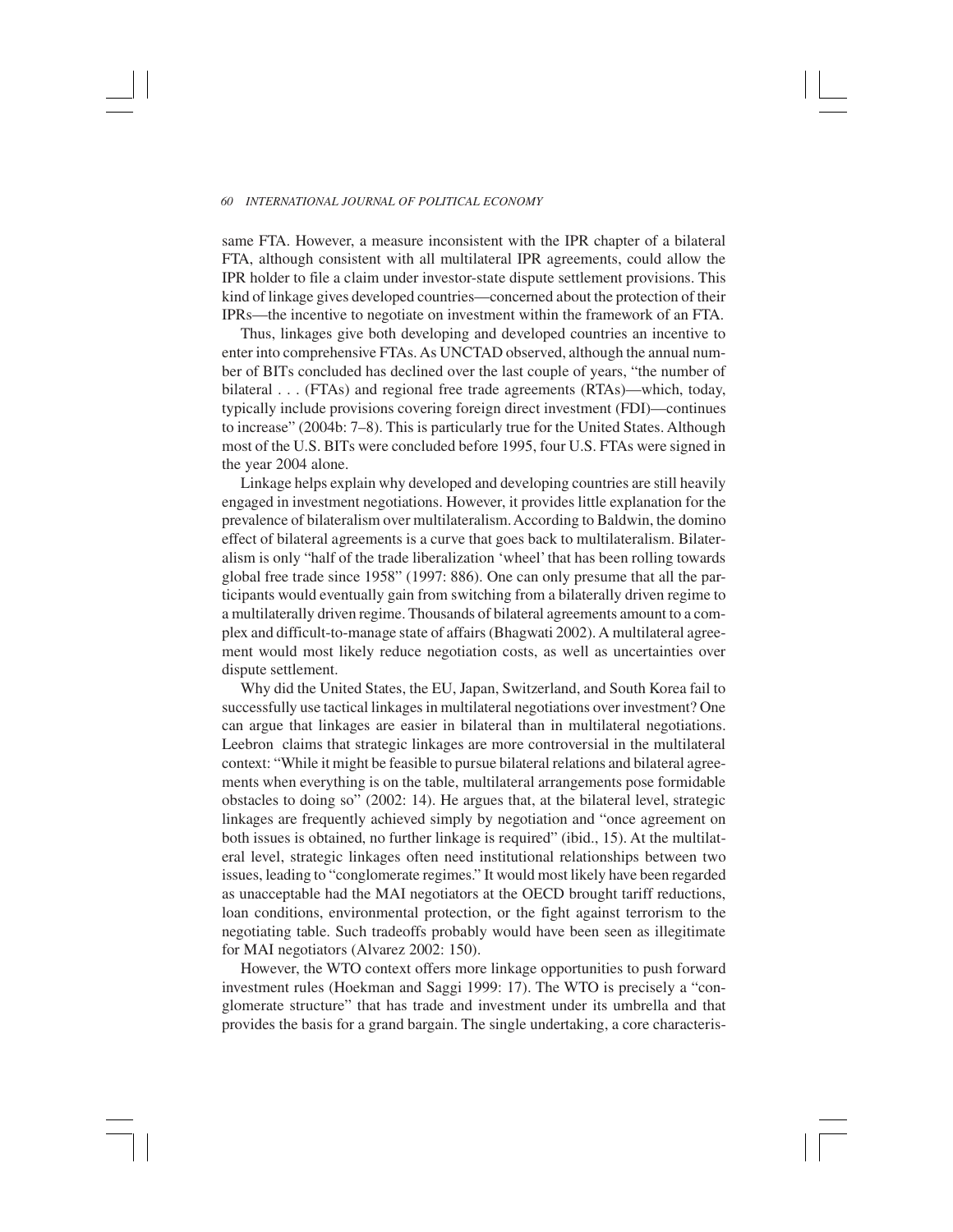same FTA. However, a measure inconsistent with the IPR chapter of a bilateral FTA, although consistent with all multilateral IPR agreements, could allow the IPR holder to file a claim under investor-state dispute settlement provisions. This kind of linkage gives developed countries—concerned about the protection of their IPRs—the incentive to negotiate on investment within the framework of an FTA.

Thus, linkages give both developing and developed countries an incentive to enter into comprehensive FTAs. As UNCTAD observed, although the annual number of BITs concluded has declined over the last couple of years, "the number of bilateral . . . (FTAs) and regional free trade agreements (RTAs)—which, today, typically include provisions covering foreign direct investment (FDI)—continues to increase" (2004b: 7–8). This is particularly true for the United States. Although most of the U.S. BITs were concluded before 1995, four U.S. FTAs were signed in the year 2004 alone.

Linkage helps explain why developed and developing countries are still heavily engaged in investment negotiations. However, it provides little explanation for the prevalence of bilateralism over multilateralism. According to Baldwin, the domino effect of bilateral agreements is a curve that goes back to multilateralism. Bilateralism is only "half of the trade liberalization 'wheel' that has been rolling towards global free trade since 1958" (1997: 886). One can only presume that all the participants would eventually gain from switching from a bilaterally driven regime to a multilaterally driven regime. Thousands of bilateral agreements amount to a complex and difficult-to-manage state of affairs (Bhagwati 2002). A multilateral agreement would most likely reduce negotiation costs, as well as uncertainties over dispute settlement.

Why did the United States, the EU, Japan, Switzerland, and South Korea fail to successfully use tactical linkages in multilateral negotiations over investment? One can argue that linkages are easier in bilateral than in multilateral negotiations. Leebron claims that strategic linkages are more controversial in the multilateral context: "While it might be feasible to pursue bilateral relations and bilateral agreements when everything is on the table, multilateral arrangements pose formidable obstacles to doing so" (2002: 14). He argues that, at the bilateral level, strategic linkages are frequently achieved simply by negotiation and "once agreement on both issues is obtained, no further linkage is required" (ibid., 15). At the multilateral level, strategic linkages often need institutional relationships between two issues, leading to "conglomerate regimes." It would most likely have been regarded as unacceptable had the MAI negotiators at the OECD brought tariff reductions, loan conditions, environmental protection, or the fight against terrorism to the negotiating table. Such tradeoffs probably would have been seen as illegitimate for MAI negotiators (Alvarez 2002: 150).

However, the WTO context offers more linkage opportunities to push forward investment rules (Hoekman and Saggi 1999: 17). The WTO is precisely a "conglomerate structure" that has trade and investment under its umbrella and that provides the basis for a grand bargain. The single undertaking, a core characteris-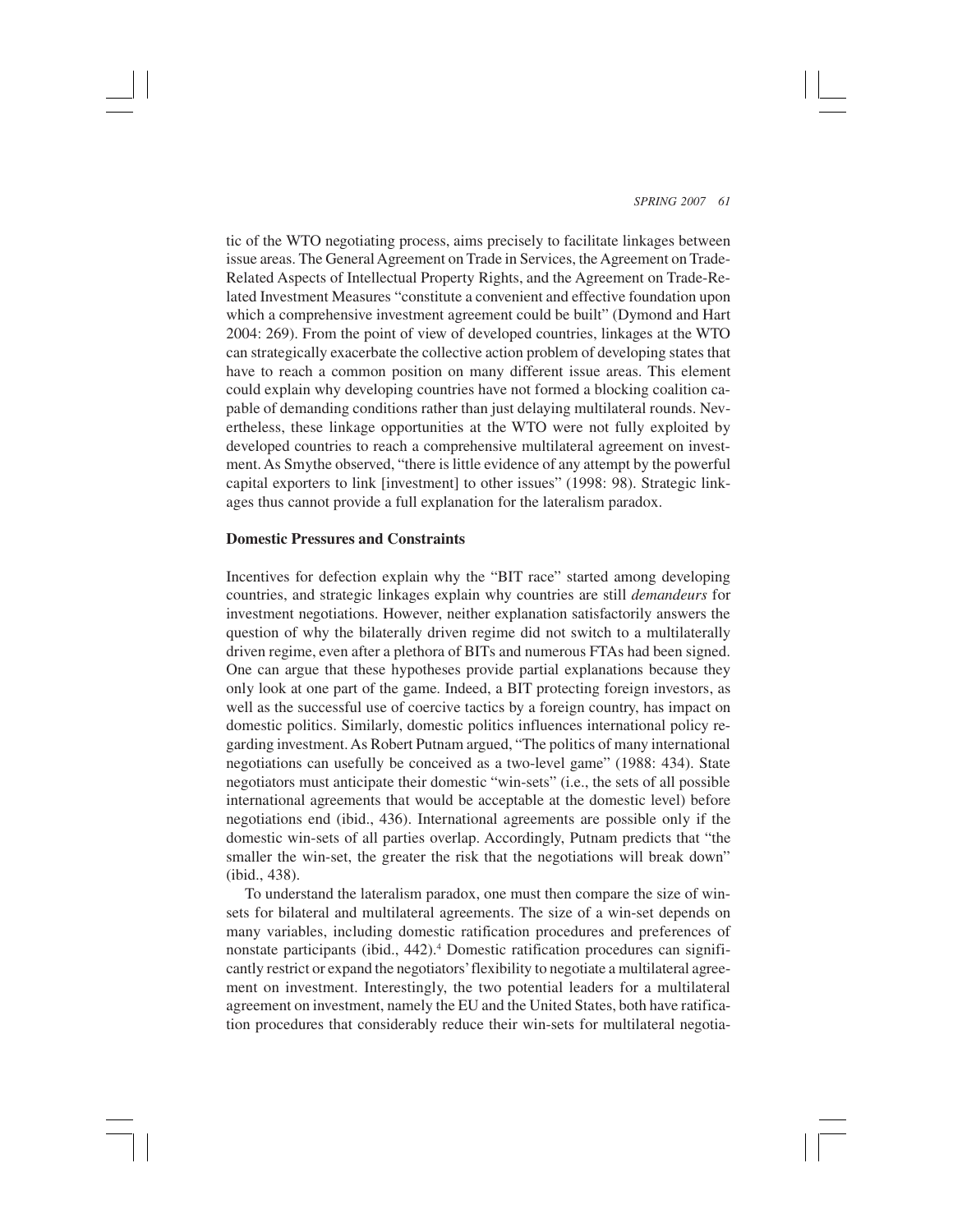tic of the WTO negotiating process, aims precisely to facilitate linkages between issue areas. The General Agreement on Trade in Services, the Agreement on Trade-Related Aspects of Intellectual Property Rights, and the Agreement on Trade-Related Investment Measures "constitute a convenient and effective foundation upon which a comprehensive investment agreement could be built" (Dymond and Hart 2004: 269). From the point of view of developed countries, linkages at the WTO can strategically exacerbate the collective action problem of developing states that have to reach a common position on many different issue areas. This element could explain why developing countries have not formed a blocking coalition capable of demanding conditions rather than just delaying multilateral rounds. Nevertheless, these linkage opportunities at the WTO were not fully exploited by developed countries to reach a comprehensive multilateral agreement on investment. As Smythe observed, "there is little evidence of any attempt by the powerful capital exporters to link [investment] to other issues" (1998: 98). Strategic linkages thus cannot provide a full explanation for the lateralism paradox.

### Domestic Pressures and Constraints

Incentives for defection explain why the "BIT race" started among developing countries, and strategic linkages explain why countries are still *demandeurs* for investment negotiations. However, neither explanation satisfactorily answers the question of why the bilaterally driven regime did not switch to a multilaterally driven regime, even after a plethora of BITs and numerous FTAs had been signed. One can argue that these hypotheses provide partial explanations because they only look at one part of the game. Indeed, a BIT protecting foreign investors, as well as the successful use of coercive tactics by a foreign country, has impact on domestic politics. Similarly, domestic politics influences international policy regarding investment. As Robert Putnam argued, "The politics of many international negotiations can usefully be conceived as a two-level game" (1988: 434). State negotiators must anticipate their domestic "win-sets" (i.e., the sets of all possible international agreements that would be acceptable at the domestic level) before negotiations end (ibid., 436). International agreements are possible only if the domestic win-sets of all parties overlap. Accordingly, Putnam predicts that "the smaller the win-set, the greater the risk that the negotiations will break down" (ibid., 438).

To understand the lateralism paradox, one must then compare the size of win-sets for bilateral and multilateral agreements. The size of a win-set depends on many variables, including domestic ratification procedures and preferences of nonstate participants (ibid., 442).[4] Domestic ratification procedures can significantly restrict or expand the negotiators' flexibility to negotiate a multilateral agreement on investment. Interestingly, the two potential leaders for a multilateral agreement on investment, namely the EU and the United States, both have ratification procedures that considerably reduce their win-sets for multilateral negotia-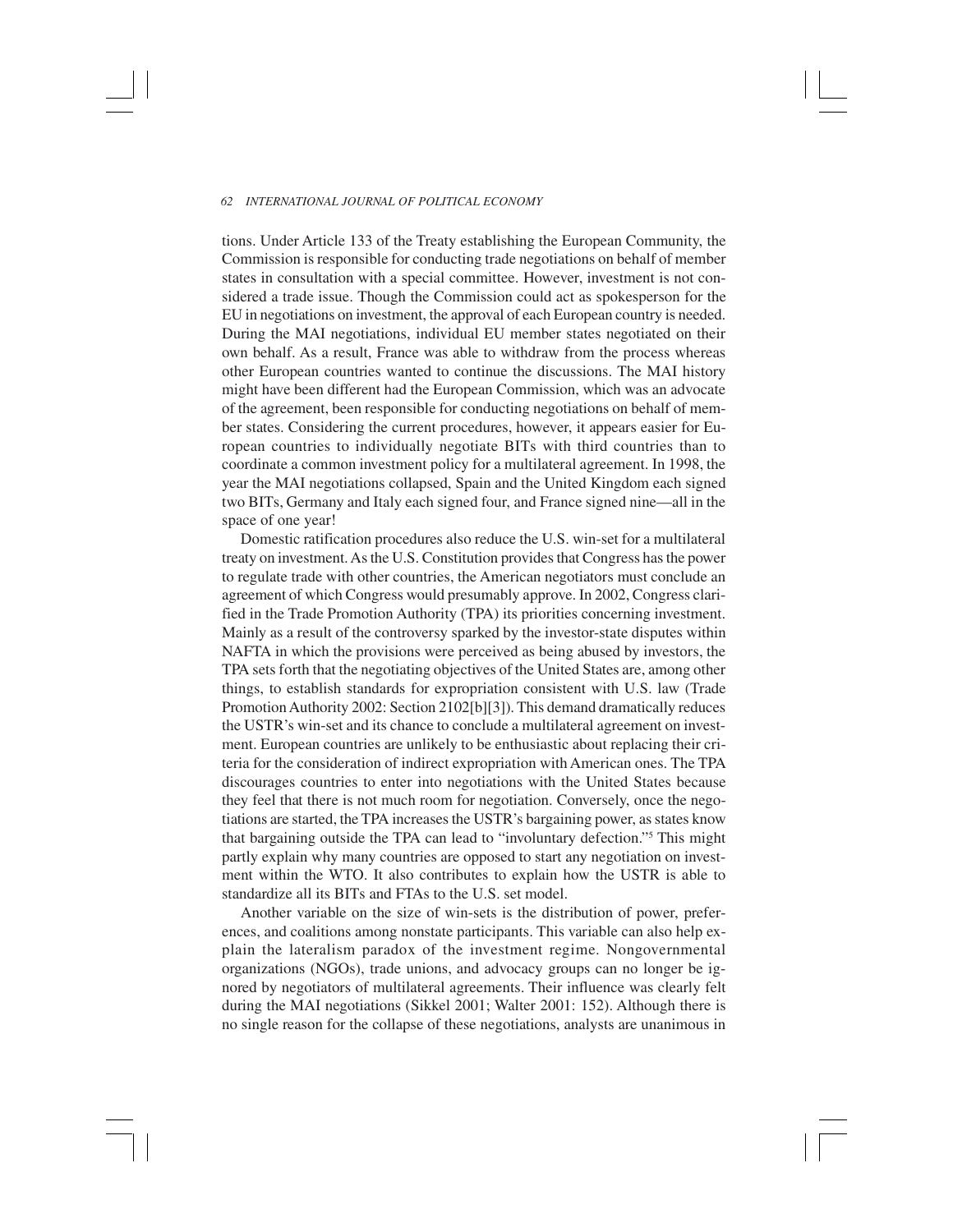tions. Under Article 133 of the Treaty establishing the European Community, the Commission is responsible for conducting trade negotiations on behalf of member states in consultation with a special committee. However, investment is not considered a trade issue. Though the Commission could act as spokesperson for the EU in negotiations on investment, the approval of each European country is needed. During the MAI negotiations, individual EU member states negotiated on their own behalf. As a result, France was able to withdraw from the process whereas other European countries wanted to continue the discussions. The MAI history might have been different had the European Commission, which was an advocate of the agreement, been responsible for conducting negotiations on behalf of member states. Considering the current procedures, however, it appears easier for European countries to individually negotiate BITs with third countries than to coordinate a common investment policy for a multilateral agreement. In 1998, the year the MAI negotiations collapsed, Spain and the United Kingdom each signed two BITs, Germany and Italy each signed four, and France signed nine—all in the space of one year!

Domestic ratification procedures also reduce the U.S. win-set for a multilateral treaty on investment. As the U.S. Constitution provides that Congress has the power to regulate trade with other countries, the American negotiators must conclude an agreement of which Congress would presumably approve. In 2002, Congress clarified in the Trade Promotion Authority (TPA) its priorities concerning investment. Mainly as a result of the controversy sparked by the investor-state disputes within NAFTA in which the provisions were perceived as being abused by investors, the TPA sets forth that the negotiating objectives of the United States are, among other things, to establish standards for expropriation consistent with U.S. law (Trade Promotion Authority 2002: Section 2102[b][3]). This demand dramatically reduces the USTR's win-set and its chance to conclude a multilateral agreement on investment. European countries are unlikely to be enthusiastic about replacing their criteria for the consideration of indirect expropriation with American ones. The TPA discourages countries to enter into negotiations with the United States because they feel that there is not much room for negotiation. Conversely, once the negotiations are started, the TPA increases the USTR's bargaining power, as states know that bargaining outside the TPA can lead to "involuntary defection."[5] This might partly explain why many countries are opposed to start any negotiation on investment within the WTO. It also contributes to explain how the USTR is able to standardize all its BITs and FTAs to the U.S. set model.

Another variable on the size of win-sets is the distribution of power, preferences, and coalitions among nonstate participants. This variable can also help explain the lateralism paradox of the investment regime. Nongovernmental organizations (NGOs), trade unions, and advocacy groups can no longer be ignored by negotiators of multilateral agreements. Their influence was clearly felt during the MAI negotiations (Sikkel 2001; Walter 2001: 152). Although there is no single reason for the collapse of these negotiations, analysts are unanimous in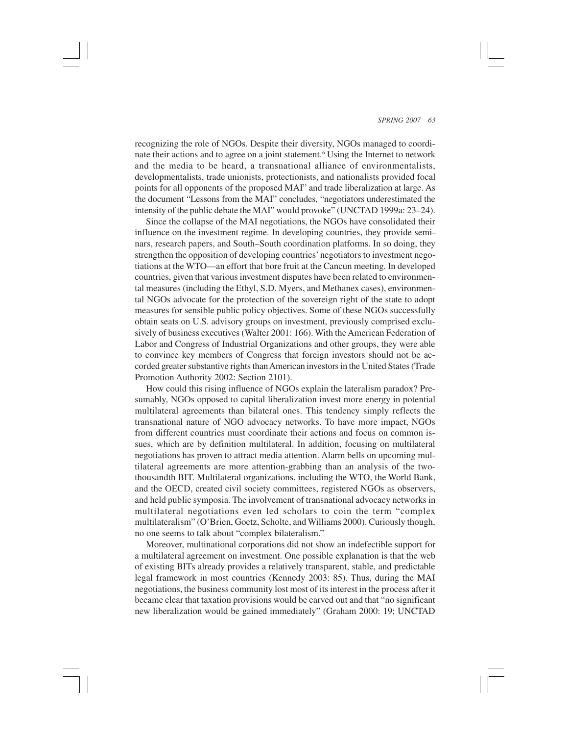recognizing the role of NGOs. Despite their diversity, NGOs managed to coordinate their actions and to agree on a joint statement.[6] Using the Internet to network and the media to be heard, a transnational alliance of environmentalists, developmentalists, trade unionists, protectionists, and nationalists provided focal points for all opponents of the proposed MAI" and trade liberalization at large. As the document "Lessons from the MAI" concludes, "negotiators underestimated the intensity of the public debate the MAI" would provoke" (UNCTAD 1999a: 23–24).

Since the collapse of the MAI negotiations, the NGOs have consolidated their influence on the investment regime. In developing countries, they provide seminars, research papers, and South–South coordination platforms. In so doing, they strengthen the opposition of developing countries' negotiators to investment negotiations at the WTO—an effort that bore fruit at the Cancun meeting. In developed countries, given that various investment disputes have been related to environmental measures (including the Ethyl, S.D. Myers, and Methanex cases), environmental NGOs advocate for the protection of the sovereign right of the state to adopt measures for sensible public policy objectives. Some of these NGOs successfully obtain seats on U.S. advisory groups on investment, previously comprised exclusively of business executives (Walter 2001: 166). With the American Federation of Labor and Congress of Industrial Organizations and other groups, they were able to convince key members of Congress that foreign investors should not be accorded greater substantive rights than American investors in the United States (Trade Promotion Authority 2002: Section 2101).

How could this rising influence of NGOs explain the lateralism paradox? Presumably, NGOs opposed to capital liberalization invest more energy in potential multilateral agreements than bilateral ones. This tendency simply reflects the transnational nature of NGO advocacy networks. To have more impact, NGOs from different countries must coordinate their actions and focus on common issues, which are by definition multilateral. In addition, focusing on multilateral negotiations has proven to attract media attention. Alarm bells on upcoming multilateral agreements are more attention-grabbing than an analysis of the two-thousandth BIT. Multilateral organizations, including the WTO, the World Bank, and the OECD, created civil society committees, registered NGOs as observers, and held public symposia. The involvement of transnational advocacy networks in multilateral negotiations even led scholars to coin the term "complex multilateralism" (O'Brien, Goetz, Scholte, and Williams 2000). Curiously though, no one seems to talk about "complex bilateralism."

Moreover, multinational corporations did not show an indefectible support for a multilateral agreement on investment. One possible explanation is that the web of existing BITs already provides a relatively transparent, stable, and predictable legal framework in most countries (Kennedy 2003: 85). Thus, during the MAI negotiations, the business community lost most of its interest in the process after it became clear that taxation provisions would be carved out and that "no significant new liberalization would be gained immediately" (Graham 2000: 19; UNCTAD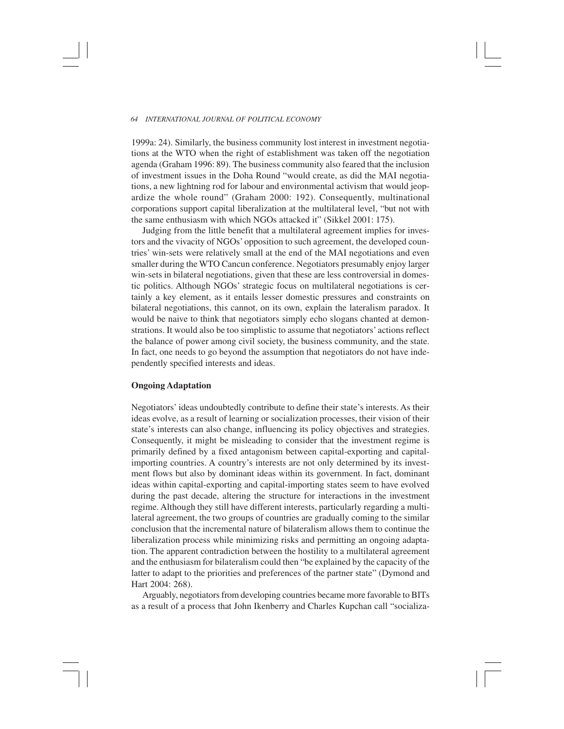1999a: 24). Similarly, the business community lost interest in investment negotiations at the WTO when the right of establishment was taken off the negotiation agenda (Graham 1996: 89). The business community also feared that the inclusion of investment issues in the Doha Round "would create, as did the MAI negotiations, a new lightning rod for labour and environmental activism that would jeopardize the whole round" (Graham 2000: 192). Consequently, multinational corporations support capital liberalization at the multilateral level, "but not with the same enthusiasm with which NGOs attacked it" (Sikkel 2001: 175).

Judging from the little benefit that a multilateral agreement implies for investors and the vivacity of NGOs' opposition to such agreement, the developed countries' win-sets were relatively small at the end of the MAI negotiations and even smaller during the WTO Cancun conference. Negotiators presumably enjoy larger win-sets in bilateral negotiations, given that these are less controversial in domestic politics. Although NGOs' strategic focus on multilateral negotiations is certainly a key element, as it entails lesser domestic pressures and constraints on bilateral negotiations, this cannot, on its own, explain the lateralism paradox. It would be naive to think that negotiators simply echo slogans chanted at demonstrations. It would also be too simplistic to assume that negotiators' actions reflect the balance of power among civil society, the business community, and the state. In fact, one needs to go beyond the assumption that negotiators do not have independently specified interests and ideas.

## Ongoing Adaptation

Negotiators' ideas undoubtedly contribute to define their state's interests. As their ideas evolve, as a result of learning or socialization processes, their vision of their state's interests can also change, influencing its policy objectives and strategies. Consequently, it might be misleading to consider that the investment regime is primarily defined by a fixed antagonism between capital-exporting and capital-importing countries. A country's interests are not only determined by its investment flows but also by dominant ideas within its government. In fact, dominant ideas within capital-exporting and capital-importing states seem to have evolved during the past decade, altering the structure for interactions in the investment regime. Although they still have different interests, particularly regarding a multilateral agreement, the two groups of countries are gradually coming to the similar conclusion that the incremental nature of bilateralism allows them to continue the liberalization process while minimizing risks and permitting an ongoing adaptation. The apparent contradiction between the hostility to a multilateral agreement and the enthusiasm for bilateralism could then "be explained by the capacity of the latter to adapt to the priorities and preferences of the partner state" (Dymond and Hart 2004: 268).

Arguably, negotiators from developing countries became more favorable to BITs as a result of a process that John Ikenberry and Charles Kupchan call "socializa-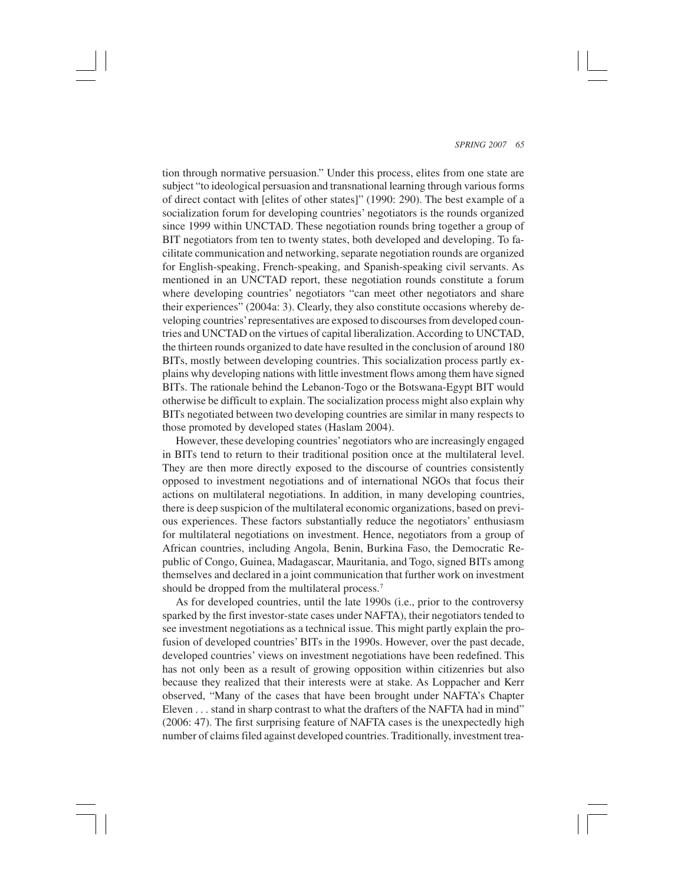tion through normative persuasion." Under this process, elites from one state are subject "to ideological persuasion and transnational learning through various forms of direct contact with [elites of other states]" (1990: 290). The best example of a socialization forum for developing countries' negotiators is the rounds organized since 1999 within UNCTAD. These negotiation rounds bring together a group of BIT negotiators from ten to twenty states, both developed and developing. To facilitate communication and networking, separate negotiation rounds are organized for English-speaking, French-speaking, and Spanish-speaking civil servants. As mentioned in an UNCTAD report, these negotiation rounds constitute a forum where developing countries' negotiators "can meet other negotiators and share their experiences" (2004a: 3). Clearly, they also constitute occasions whereby developing countries' representatives are exposed to discourses from developed countries and UNCTAD on the virtues of capital liberalization. According to UNCTAD, the thirteen rounds organized to date have resulted in the conclusion of around 180 BITs, mostly between developing countries. This socialization process partly explains why developing nations with little investment flows among them have signed BITs. The rationale behind the Lebanon-Togo or the Botswana-Egypt BIT would otherwise be difficult to explain. The socialization process might also explain why BITs negotiated between two developing countries are similar in many respects to those promoted by developed states (Haslam 2004).

However, these developing countries' negotiators who are increasingly engaged in BITs tend to return to their traditional position once at the multilateral level. They are then more directly exposed to the discourse of countries consistently opposed to investment negotiations and of international NGOs that focus their actions on multilateral negotiations. In addition, in many developing countries, there is deep suspicion of the multilateral economic organizations, based on previous experiences. These factors substantially reduce the negotiators' enthusiasm for multilateral negotiations on investment. Hence, negotiators from a group of African countries, including Angola, Benin, Burkina Faso, the Democratic Republic of Congo, Guinea, Madagascar, Mauritania, and Togo, signed BITs among themselves and declared in a joint communication that further work on investment should be dropped from the multilateral process.[7]

As for developed countries, until the late 1990s (i.e., prior to the controversy sparked by the first investor-state cases under NAFTA), their negotiators tended to see investment negotiations as a technical issue. This might partly explain the profusion of developed countries' BITs in the 1990s. However, over the past decade, developed countries' views on investment negotiations have been redefined. This has not only been as a result of growing opposition within citizenries but also because they realized that their interests were at stake. As Loppacher and Kerr observed, "Many of the cases that have been brought under NAFTA's Chapter Eleven . . . stand in sharp contrast to what the drafters of the NAFTA had in mind" (2006: 47). The first surprising feature of NAFTA cases is the unexpectedly high number of claims filed against developed countries. Traditionally, investment trea-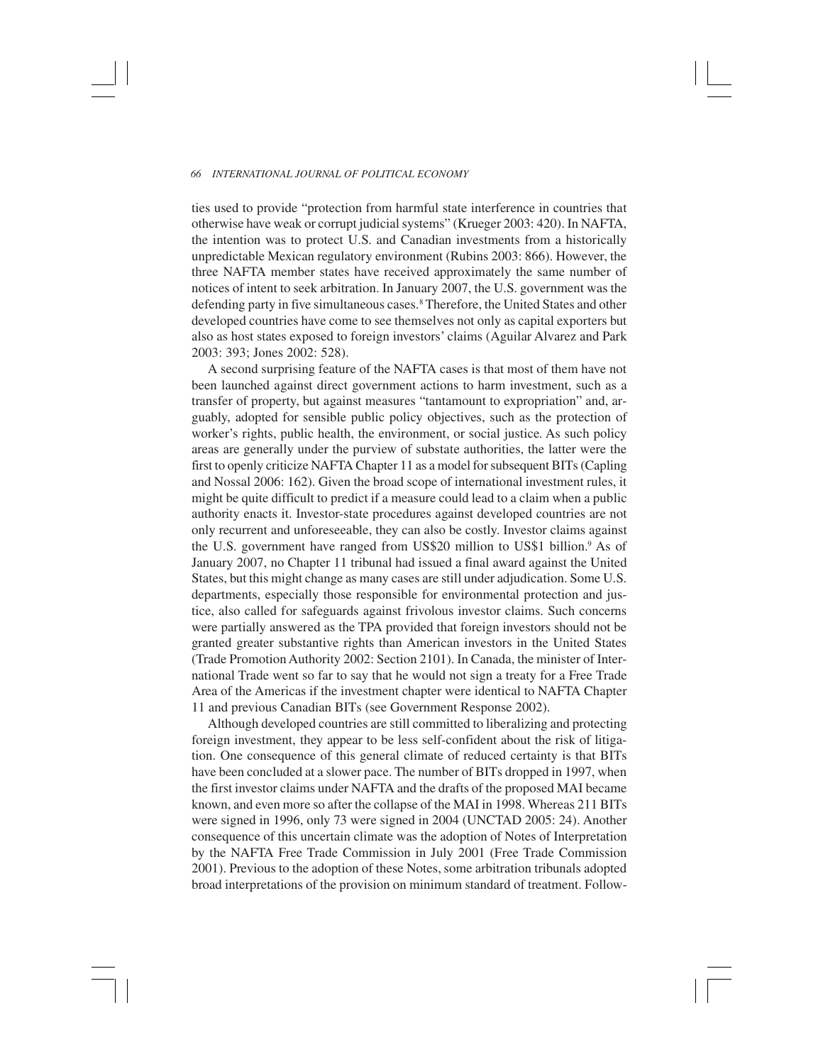ties used to provide "protection from harmful state interference in countries that otherwise have weak or corrupt judicial systems" (Krueger 2003: 420). In NAFTA, the intention was to protect U.S. and Canadian investments from a historically unpredictable Mexican regulatory environment (Rubins 2003: 866). However, the three NAFTA member states have received approximately the same number of notices of intent to seek arbitration. In January 2007, the U.S. government was the defending party in five simultaneous cases.[8] Therefore, the United States and other developed countries have come to see themselves not only as capital exporters but also as host states exposed to foreign investors' claims (Aguilar Alvarez and Park 2003: 393; Jones 2002: 528).

A second surprising feature of the NAFTA cases is that most of them have not been launched against direct government actions to harm investment, such as a transfer of property, but against measures "tantamount to expropriation" and, arguably, adopted for sensible public policy objectives, such as the protection of worker's rights, public health, the environment, or social justice. As such policy areas are generally under the purview of substate authorities, the latter were the first to openly criticize NAFTA Chapter 11 as a model for subsequent BITs (Capling and Nossal 2006: 162). Given the broad scope of international investment rules, it might be quite difficult to predict if a measure could lead to a claim when a public authority enacts it. Investor-state procedures against developed countries are not only recurrent and unforeseeable, they can also be costly. Investor claims against the U.S. government have ranged from US$20 million to US$1 billion.[9] As of January 2007, no Chapter 11 tribunal had issued a final award against the United States, but this might change as many cases are still under adjudication. Some U.S. departments, especially those responsible for environmental protection and justice, also called for safeguards against frivolous investor claims. Such concerns were partially answered as the TPA provided that foreign investors should not be granted greater substantive rights than American investors in the United States (Trade Promotion Authority 2002: Section 2101). In Canada, the minister of International Trade went so far to say that he would not sign a treaty for a Free Trade Area of the Americas if the investment chapter were identical to NAFTA Chapter 11 and previous Canadian BITs (see Government Response 2002).

Although developed countries are still committed to liberalizing and protecting foreign investment, they appear to be less self-confident about the risk of litigation. One consequence of this general climate of reduced certainty is that BITs have been concluded at a slower pace. The number of BITs dropped in 1997, when the first investor claims under NAFTA and the drafts of the proposed MAI became known, and even more so after the collapse of the MAI in 1998. Whereas 211 BITs were signed in 1996, only 73 were signed in 2004 (UNCTAD 2005: 24). Another consequence of this uncertain climate was the adoption of Notes of Interpretation by the NAFTA Free Trade Commission in July 2001 (Free Trade Commission 2001). Previous to the adoption of these Notes, some arbitration tribunals adopted broad interpretations of the provision on minimum standard of treatment. Follow-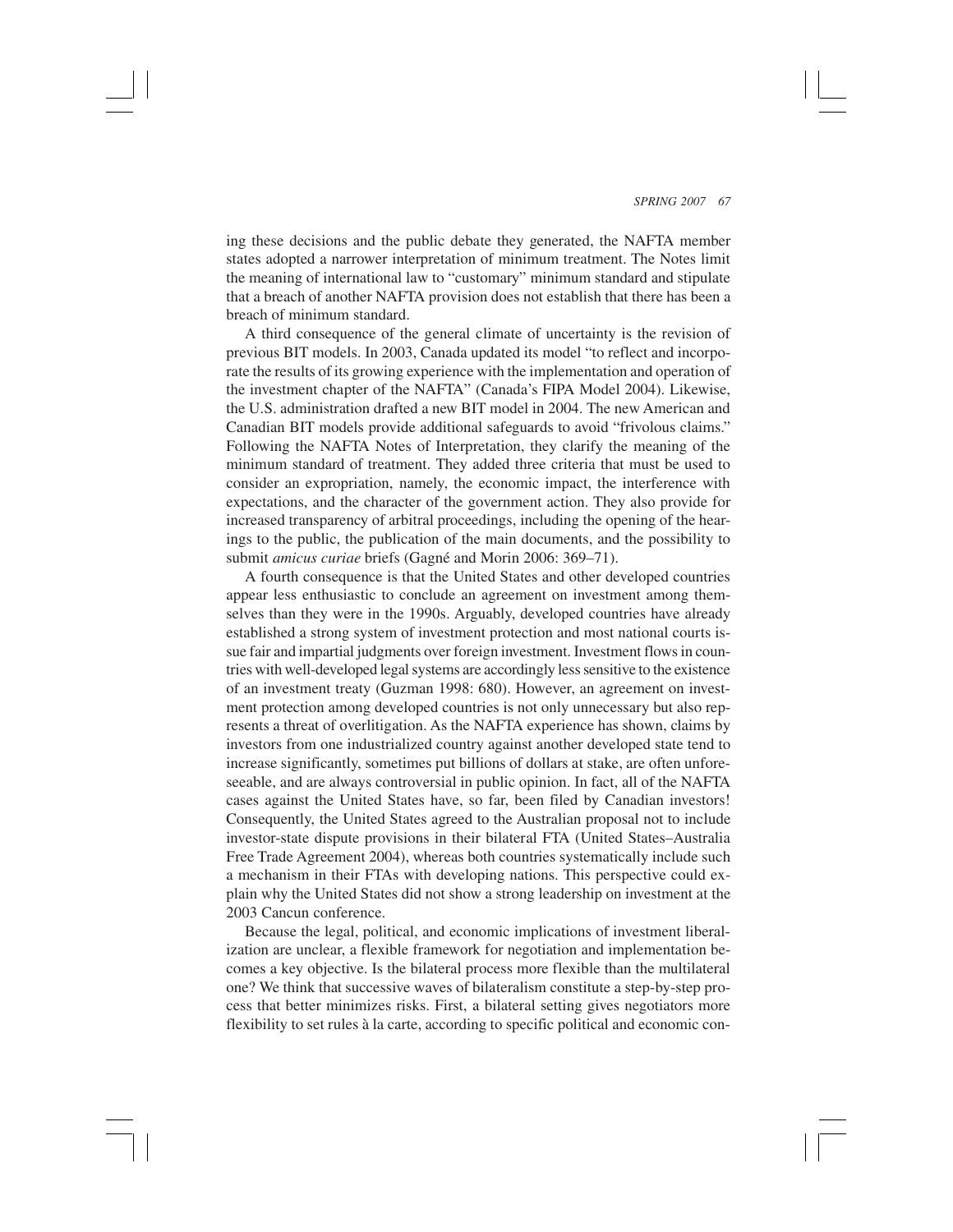ing these decisions and the public debate they generated, the NAFTA member states adopted a narrower interpretation of minimum treatment. The Notes limit the meaning of international law to "customary" minimum standard and stipulate that a breach of another NAFTA provision does not establish that there has been a breach of minimum standard.

A third consequence of the general climate of uncertainty is the revision of previous BIT models. In 2003, Canada updated its model "to reflect and incorporate the results of its growing experience with the implementation and operation of the investment chapter of the NAFTA" (Canada's FIPA Model 2004). Likewise, the U.S. administration drafted a new BIT model in 2004. The new American and Canadian BIT models provide additional safeguards to avoid "frivolous claims." Following the NAFTA Notes of Interpretation, they clarify the meaning of the minimum standard of treatment. They added three criteria that must be used to consider an expropriation, namely, the economic impact, the interference with expectations, and the character of the government action. They also provide for increased transparency of arbitral proceedings, including the opening of the hearings to the public, the publication of the main documents, and the possibility to submit *amicus curiae* briefs (Gagné and Morin 2006: 369–71).

A fourth consequence is that the United States and other developed countries appear less enthusiastic to conclude an agreement on investment among themselves than they were in the 1990s. Arguably, developed countries have already established a strong system of investment protection and most national courts issue fair and impartial judgments over foreign investment. Investment flows in countries with well-developed legal systems are accordingly less sensitive to the existence of an investment treaty (Guzman 1998: 680). However, an agreement on investment protection among developed countries is not only unnecessary but also represents a threat of overlitigation. As the NAFTA experience has shown, claims by investors from one industrialized country against another developed state tend to increase significantly, sometimes put billions of dollars at stake, are often unforeseeable, and are always controversial in public opinion. In fact, all of the NAFTA cases against the United States have, so far, been filed by Canadian investors! Consequently, the United States agreed to the Australian proposal not to include investor-state dispute provisions in their bilateral FTA (United States–Australia Free Trade Agreement 2004), whereas both countries systematically include such a mechanism in their FTAs with developing nations. This perspective could explain why the United States did not show a strong leadership on investment at the 2003 Cancun conference.

Because the legal, political, and economic implications of investment liberalization are unclear, a flexible framework for negotiation and implementation becomes a key objective. Is the bilateral process more flexible than the multilateral one? We think that successive waves of bilateralism constitute a step-by-step process that better minimizes risks. First, a bilateral setting gives negotiators more flexibility to set rules à la carte, according to specific political and economic con-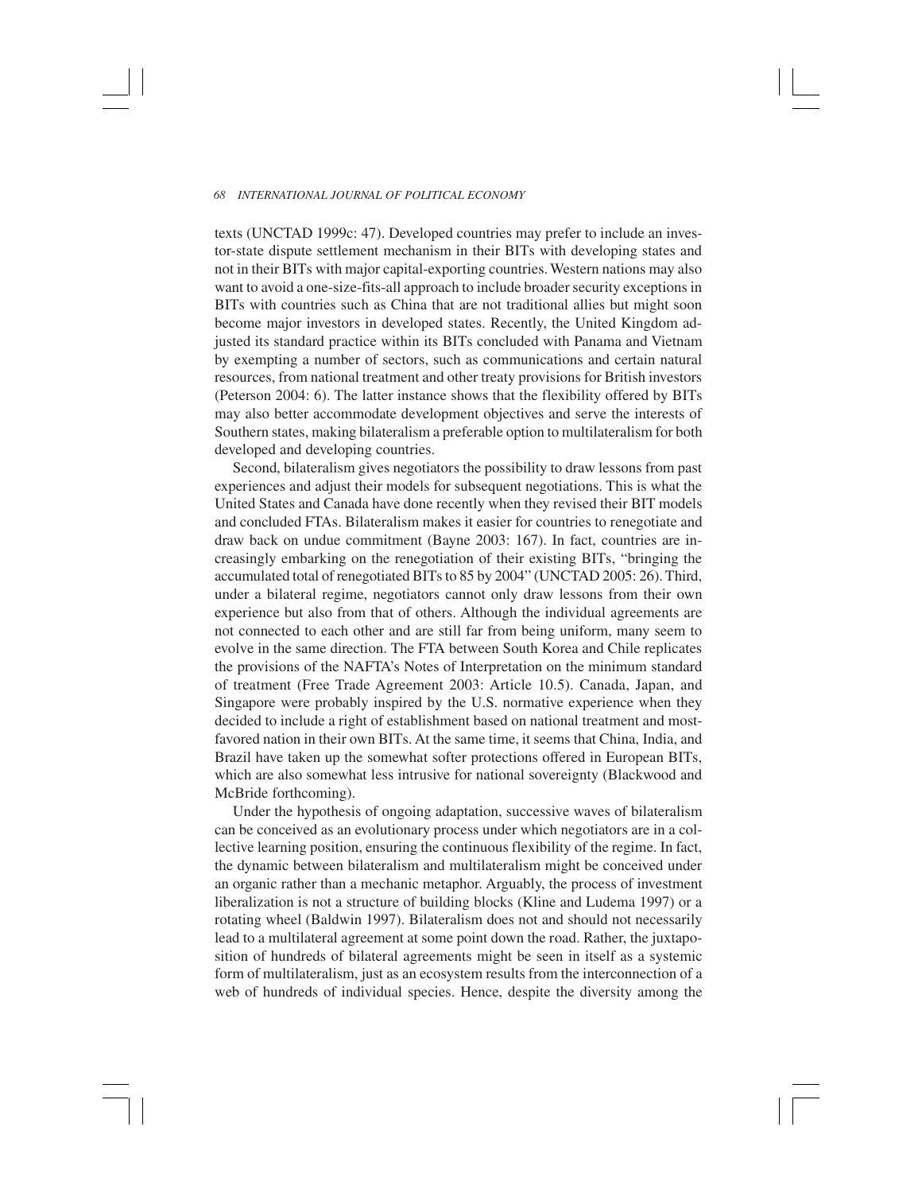texts (UNCTAD 1999c: 47). Developed countries may prefer to include an investor-state dispute settlement mechanism in their BITs with developing states and not in their BITs with major capital-exporting countries. Western nations may also want to avoid a one-size-fits-all approach to include broader security exceptions in BITs with countries such as China that are not traditional allies but might soon become major investors in developed states. Recently, the United Kingdom adjusted its standard practice within its BITs concluded with Panama and Vietnam by exempting a number of sectors, such as communications and certain natural resources, from national treatment and other treaty provisions for British investors (Peterson 2004: 6). The latter instance shows that the flexibility offered by BITs may also better accommodate development objectives and serve the interests of Southern states, making bilateralism a preferable option to multilateralism for both developed and developing countries.

Second, bilateralism gives negotiators the possibility to draw lessons from past experiences and adjust their models for subsequent negotiations. This is what the United States and Canada have done recently when they revised their BIT models and concluded FTAs. Bilateralism makes it easier for countries to renegotiate and draw back on undue commitment (Bayne 2003: 167). In fact, countries are increasingly embarking on the renegotiation of their existing BITs, "bringing the accumulated total of renegotiated BITs to 85 by 2004" (UNCTAD 2005: 26). Third, under a bilateral regime, negotiators cannot only draw lessons from their own experience but also from that of others. Although the individual agreements are not connected to each other and are still far from being uniform, many seem to evolve in the same direction. The FTA between South Korea and Chile replicates the provisions of the NAFTA's Notes of Interpretation on the minimum standard of treatment (Free Trade Agreement 2003: Article 10.5). Canada, Japan, and Singapore were probably inspired by the U.S. normative experience when they decided to include a right of establishment based on national treatment and most-favored nation in their own BITs. At the same time, it seems that China, India, and Brazil have taken up the somewhat softer protections offered in European BITs, which are also somewhat less intrusive for national sovereignty (Blackwood and McBride forthcoming).

Under the hypothesis of ongoing adaptation, successive waves of bilateralism can be conceived as an evolutionary process under which negotiators are in a collective learning position, ensuring the continuous flexibility of the regime. In fact, the dynamic between bilateralism and multilateralism might be conceived under an organic rather than a mechanic metaphor. Arguably, the process of investment liberalization is not a structure of building blocks (Kline and Ludema 1997) or a rotating wheel (Baldwin 1997). Bilateralism does not and should not necessarily lead to a multilateral agreement at some point down the road. Rather, the juxtaposition of hundreds of bilateral agreements might be seen in itself as a systemic form of multilateralism, just as an ecosystem results from the interconnection of a web of hundreds of individual species. Hence, despite the diversity among the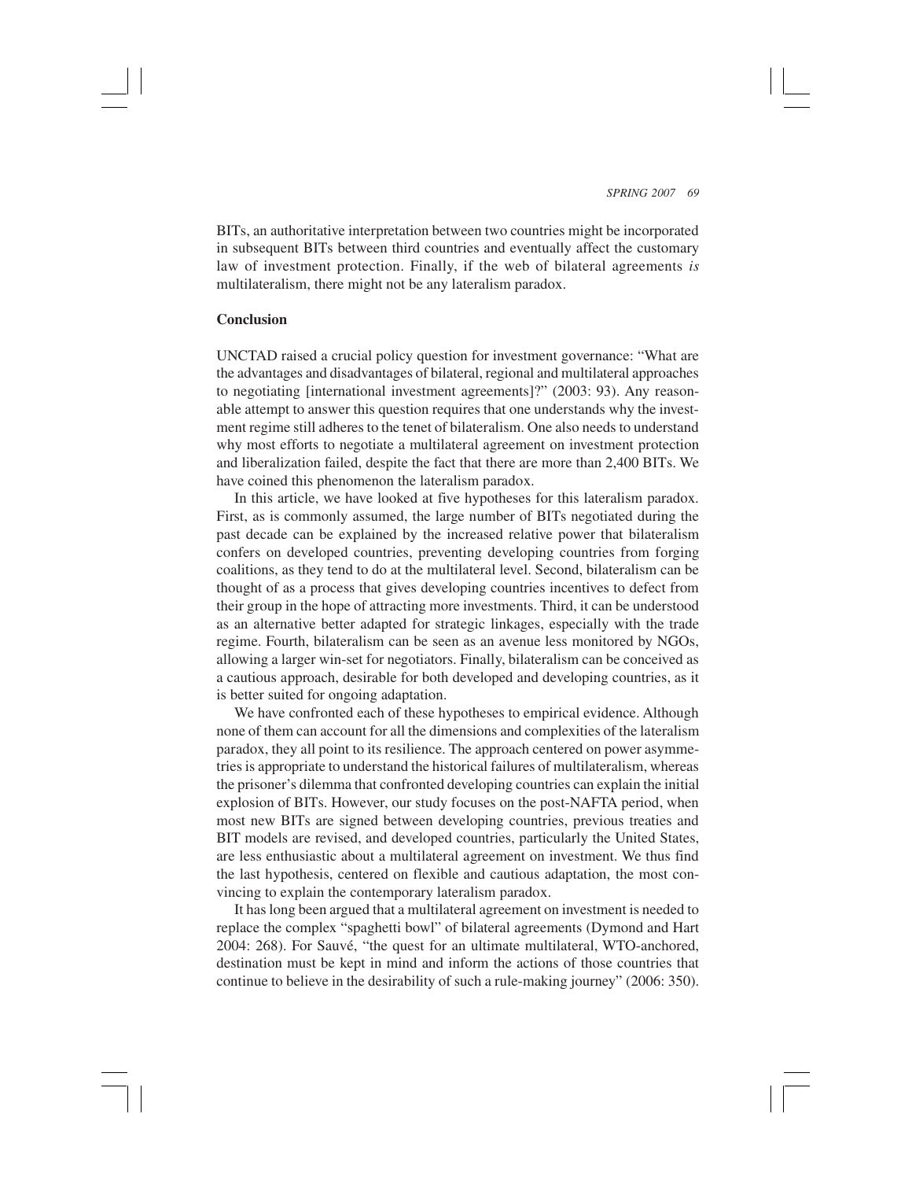BITs, an authoritative interpretation between two countries might be incorporated in subsequent BITs between third countries and eventually affect the customary law of investment protection. Finally, if the web of bilateral agreements *is* multilateralism, there might not be any lateralism paradox.

## Conclusion

UNCTAD raised a crucial policy question for investment governance: "What are the advantages and disadvantages of bilateral, regional and multilateral approaches to negotiating [international investment agreements]?" (2003: 93). Any reasonable attempt to answer this question requires that one understands why the investment regime still adheres to the tenet of bilateralism. One also needs to understand why most efforts to negotiate a multilateral agreement on investment protection and liberalization failed, despite the fact that there are more than 2,400 BITs. We have coined this phenomenon the lateralism paradox.

In this article, we have looked at five hypotheses for this lateralism paradox. First, as is commonly assumed, the large number of BITs negotiated during the past decade can be explained by the increased relative power that bilateralism confers on developed countries, preventing developing countries from forging coalitions, as they tend to do at the multilateral level. Second, bilateralism can be thought of as a process that gives developing countries incentives to defect from their group in the hope of attracting more investments. Third, it can be understood as an alternative better adapted for strategic linkages, especially with the trade regime. Fourth, bilateralism can be seen as an avenue less monitored by NGOs, allowing a larger win-set for negotiators. Finally, bilateralism can be conceived as a cautious approach, desirable for both developed and developing countries, as it is better suited for ongoing adaptation.

We have confronted each of these hypotheses to empirical evidence. Although none of them can account for all the dimensions and complexities of the lateralism paradox, they all point to its resilience. The approach centered on power asymmetries is appropriate to understand the historical failures of multilateralism, whereas the prisoner's dilemma that confronted developing countries can explain the initial explosion of BITs. However, our study focuses on the post-NAFTA period, when most new BITs are signed between developing countries, previous treaties and BIT models are revised, and developed countries, particularly the United States, are less enthusiastic about a multilateral agreement on investment. We thus find the last hypothesis, centered on flexible and cautious adaptation, the most convincing to explain the contemporary lateralism paradox.

It has long been argued that a multilateral agreement on investment is needed to replace the complex "spaghetti bowl" of bilateral agreements (Dymond and Hart 2004: 268). For Sauvé, "the quest for an ultimate multilateral, WTO-anchored, destination must be kept in mind and inform the actions of those countries that continue to believe in the desirability of such a rule-making journey" (2006: 350).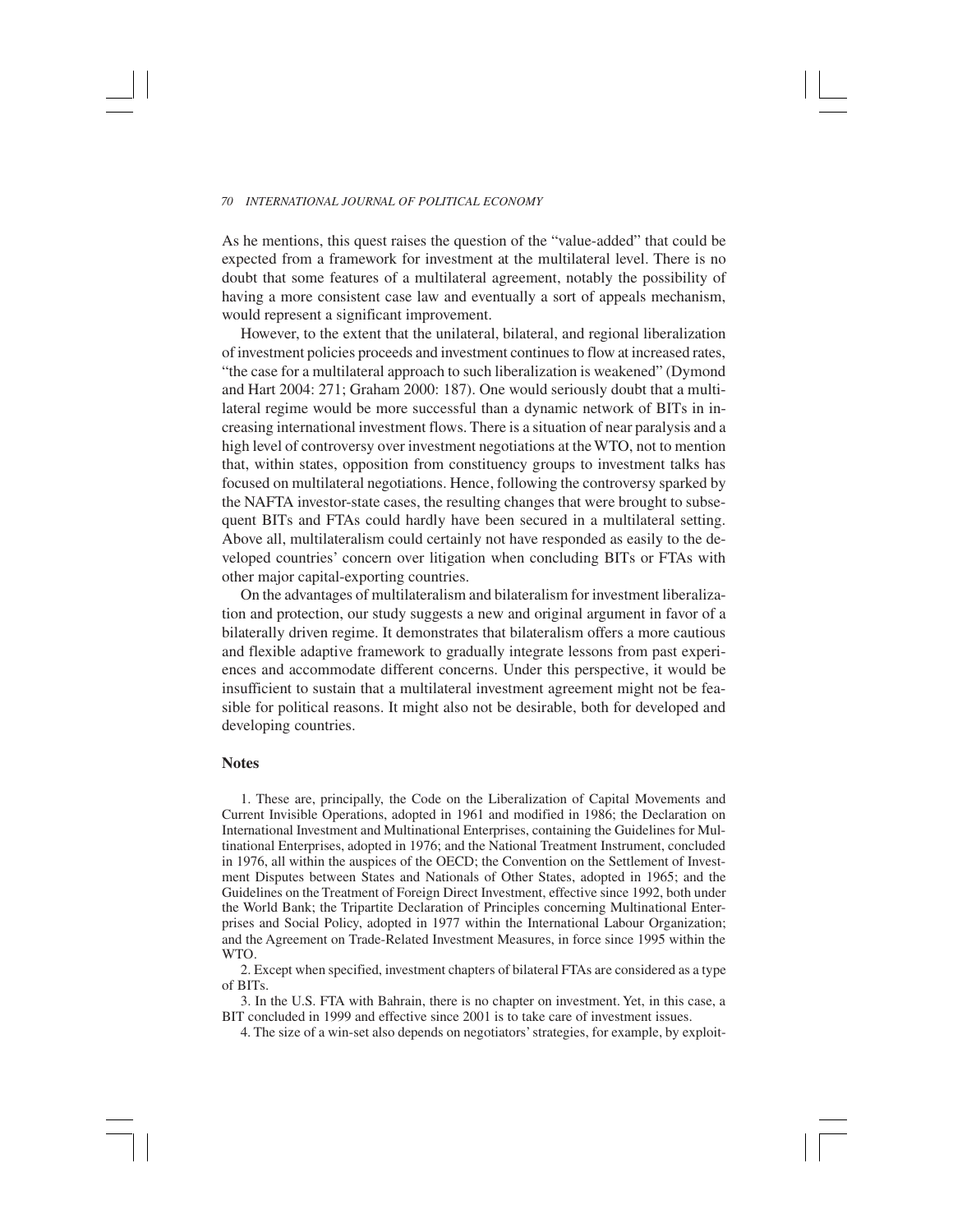As he mentions, this quest raises the question of the "value-added" that could be expected from a framework for investment at the multilateral level. There is no doubt that some features of a multilateral agreement, notably the possibility of having a more consistent case law and eventually a sort of appeals mechanism, would represent a significant improvement.

However, to the extent that the unilateral, bilateral, and regional liberalization of investment policies proceeds and investment continues to flow at increased rates, "the case for a multilateral approach to such liberalization is weakened" (Dymond and Hart 2004: 271; Graham 2000: 187). One would seriously doubt that a multilateral regime would be more successful than a dynamic network of BITs in increasing international investment flows. There is a situation of near paralysis and a high level of controversy over investment negotiations at the WTO, not to mention that, within states, opposition from constituency groups to investment talks has focused on multilateral negotiations. Hence, following the controversy sparked by the NAFTA investor-state cases, the resulting changes that were brought to subsequent BITs and FTAs could hardly have been secured in a multilateral setting. Above all, multilateralism could certainly not have responded as easily to the developed countries' concern over litigation when concluding BITs or FTAs with other major capital-exporting countries.

On the advantages of multilateralism and bilateralism for investment liberalization and protection, our study suggests a new and original argument in favor of a bilaterally driven regime. It demonstrates that bilateralism offers a more cautious and flexible adaptive framework to gradually integrate lessons from past experiences and accommodate different concerns. Under this perspective, it would be insufficient to sustain that a multilateral investment agreement might not be feasible for political reasons. It might also not be desirable, both for developed and developing countries.

## Notes

1. These are, principally, the Code on the Liberalization of Capital Movements and Current Invisible Operations, adopted in 1961 and modified in 1986; the Declaration on International Investment and Multinational Enterprises, containing the Guidelines for Multinational Enterprises, adopted in 1976; and the National Treatment Instrument, concluded in 1976, all within the auspices of the OECD; the Convention on the Settlement of Investment Disputes between States and Nationals of Other States, adopted in 1965; and the Guidelines on the Treatment of Foreign Direct Investment, effective since 1992, both under the World Bank; the Tripartite Declaration of Principles concerning Multinational Enterprises and Social Policy, adopted in 1977 within the International Labour Organization; and the Agreement on Trade-Related Investment Measures, in force since 1995 within the WTO.

2. Except when specified, investment chapters of bilateral FTAs are considered as a type of BITs.

3. In the U.S. FTA with Bahrain, there is no chapter on investment. Yet, in this case, a BIT concluded in 1999 and effective since 2001 is to take care of investment issues.

4. The size of a win-set also depends on negotiators' strategies, for example, by exploit-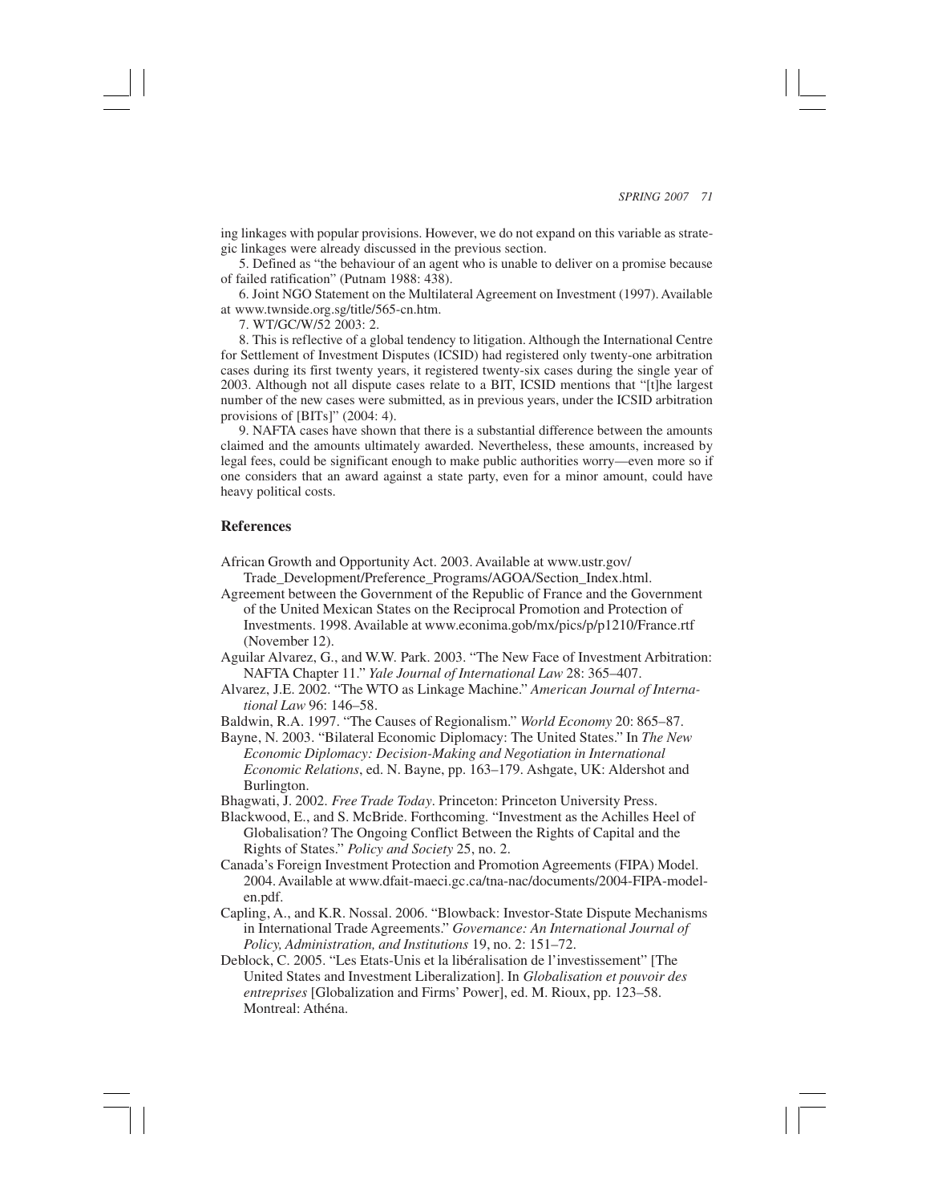ing linkages with popular provisions. However, we do not expand on this variable as strategic linkages were already discussed in the previous section.

5. Defined as "the behaviour of an agent who is unable to deliver on a promise because of failed ratification" (Putnam 1988: 438).

6. Joint NGO Statement on the Multilateral Agreement on Investment (1997). Available at www.twnside.org.sg/title/565-cn.htm.

7. WT/GC/W/52 2003: 2.

8. This is reflective of a global tendency to litigation. Although the International Centre for Settlement of Investment Disputes (ICSID) had registered only twenty-one arbitration cases during its first twenty years, it registered twenty-six cases during the single year of 2003. Although not all dispute cases relate to a BIT, ICSID mentions that "[t]he largest number of the new cases were submitted, as in previous years, under the ICSID arbitration provisions of [BITs]" (2004: 4).

9. NAFTA cases have shown that there is a substantial difference between the amounts claimed and the amounts ultimately awarded. Nevertheless, these amounts, increased by legal fees, could be significant enough to make public authorities worry—even more so if one considers that an award against a state party, even for a minor amount, could have heavy political costs.

## References

African Growth and Opportunity Act. 2003. Available at www.ustr.gov/Trade_Development/Preference_Programs/AGOA/Section_Index.html.

Agreement between the Government of the Republic of France and the Government of the United Mexican States on the Reciprocal Promotion and Protection of Investments. 1998. Available at www.econima.gob/mx/pics/p/p1210/France.rtf (November 12).

Aguilar Alvarez, G., and W.W. Park. 2003. "The New Face of Investment Arbitration: NAFTA Chapter 11." *Yale Journal of International Law* 28: 365–407.

Alvarez, J.E. 2002. "The WTO as Linkage Machine." *American Journal of International Law* 96: 146–58.

Baldwin, R.A. 1997. "The Causes of Regionalism." *World Economy* 20: 865–87.

Bayne, N. 2003. "Bilateral Economic Diplomacy: The United States." In *The New Economic Diplomacy: Decision-Making and Negotiation in International Economic Relations*, ed. N. Bayne, pp. 163–179. Ashgate, UK: Aldershot and Burlington.

Bhagwati, J. 2002. *Free Trade Today*. Princeton: Princeton University Press.

Blackwood, E., and S. McBride. Forthcoming. "Investment as the Achilles Heel of Globalisation? The Ongoing Conflict Between the Rights of Capital and the Rights of States." *Policy and Society* 25, no. 2.

Canada's Foreign Investment Protection and Promotion Agreements (FIPA) Model. 2004. Available at www.dfait-maeci.gc.ca/tna-nac/documents/2004-FIPA-model-en.pdf.

Capling, A., and K.R. Nossal. 2006. "Blowback: Investor-State Dispute Mechanisms in International Trade Agreements." *Governance: An International Journal of Policy, Administration, and Institutions* 19, no. 2: 151–72.

Deblock, C. 2005. "Les Etats-Unis et la libéralisation de l'investissement" [The United States and Investment Liberalization]. In *Globalisation et pouvoir des entreprises* [Globalization and Firms' Power], ed. M. Rioux, pp. 123–58. Montreal: Athéna.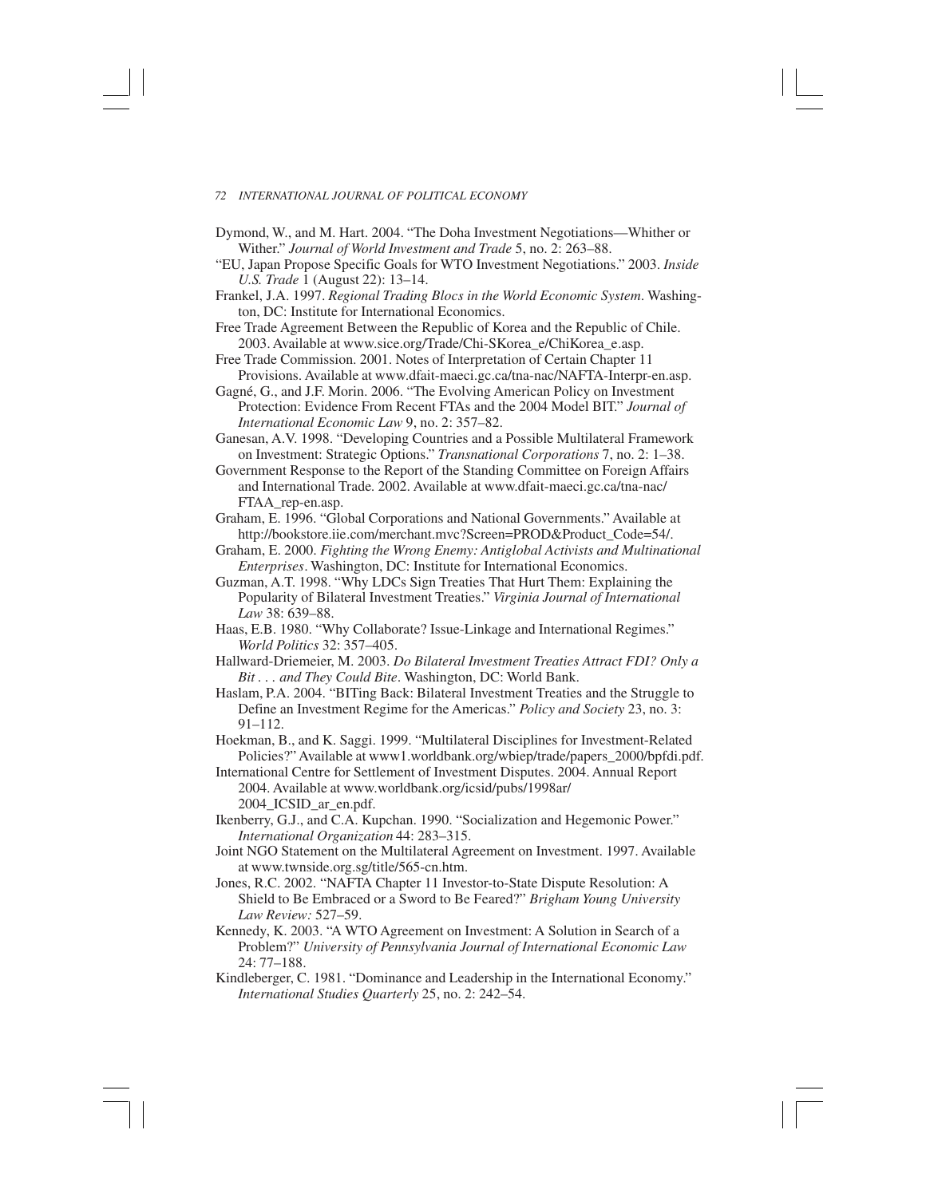Dymond, W., and M. Hart. 2004. "The Doha Investment Negotiations—Whither or Wither." *Journal of World Investment and Trade* 5, no. 2: 263–88.

"EU, Japan Propose Specific Goals for WTO Investment Negotiations." 2003. *Inside U.S. Trade* 1 (August 22): 13–14.

Frankel, J.A. 1997. *Regional Trading Blocs in the World Economic System*. Washington, DC: Institute for International Economics.

Free Trade Agreement Between the Republic of Korea and the Republic of Chile. 2003. Available at www.sice.org/Trade/Chi-SKorea_e/ChiKorea_e.asp.

Free Trade Commission. 2001. Notes of Interpretation of Certain Chapter 11 Provisions. Available at www.dfait-maeci.gc.ca/tna-nac/NAFTA-Interpr-en.asp.

Gagné, G., and J.F. Morin. 2006. "The Evolving American Policy on Investment Protection: Evidence From Recent FTAs and the 2004 Model BIT." *Journal of International Economic Law* 9, no. 2: 357–82.

Ganesan, A.V. 1998. "Developing Countries and a Possible Multilateral Framework on Investment: Strategic Options." *Transnational Corporations* 7, no. 2: 1–38.

Government Response to the Report of the Standing Committee on Foreign Affairs and International Trade. 2002. Available at www.dfait-maeci.gc.ca/tna-nac/FTAA_rep-en.asp.

Graham, E. 1996. "Global Corporations and National Governments." Available at http://bookstore.iie.com/merchant.mvc?Screen=PROD&Product_Code=54/.

Graham, E. 2000. *Fighting the Wrong Enemy: Antiglobal Activists and Multinational Enterprises*. Washington, DC: Institute for International Economics.

Guzman, A.T. 1998. "Why LDCs Sign Treaties That Hurt Them: Explaining the Popularity of Bilateral Investment Treaties." *Virginia Journal of International Law* 38: 639–88.

Haas, E.B. 1980. "Why Collaborate? Issue-Linkage and International Regimes." *World Politics* 32: 357–405.

Hallward-Driemeier, M. 2003. *Do Bilateral Investment Treaties Attract FDI? Only a Bit . . . and They Could Bite*. Washington, DC: World Bank.

Haslam, P.A. 2004. "BITing Back: Bilateral Investment Treaties and the Struggle to Define an Investment Regime for the Americas." *Policy and Society* 23, no. 3: 91–112.

Hoekman, B., and K. Saggi. 1999. "Multilateral Disciplines for Investment-Related Policies?" Available at www1.worldbank.org/wbiep/trade/papers_2000/bpfdi.pdf.

International Centre for Settlement of Investment Disputes. 2004. Annual Report 2004. Available at www.worldbank.org/icsid/pubs/1998ar/2004_ICSID_ar_en.pdf.

Ikenberry, G.J., and C.A. Kupchan. 1990. "Socialization and Hegemonic Power." *International Organization* 44: 283–315.

Joint NGO Statement on the Multilateral Agreement on Investment. 1997. Available at www.twnside.org.sg/title/565-cn.htm.

Jones, R.C. 2002. "NAFTA Chapter 11 Investor-to-State Dispute Resolution: A Shield to Be Embraced or a Sword to Be Feared?" *Brigham Young University Law Review:* 527–59.

Kennedy, K. 2003. "A WTO Agreement on Investment: A Solution in Search of a Problem?" *University of Pennsylvania Journal of International Economic Law* 24: 77–188.

Kindleberger, C. 1981. "Dominance and Leadership in the International Economy." *International Studies Quarterly* 25, no. 2: 242–54.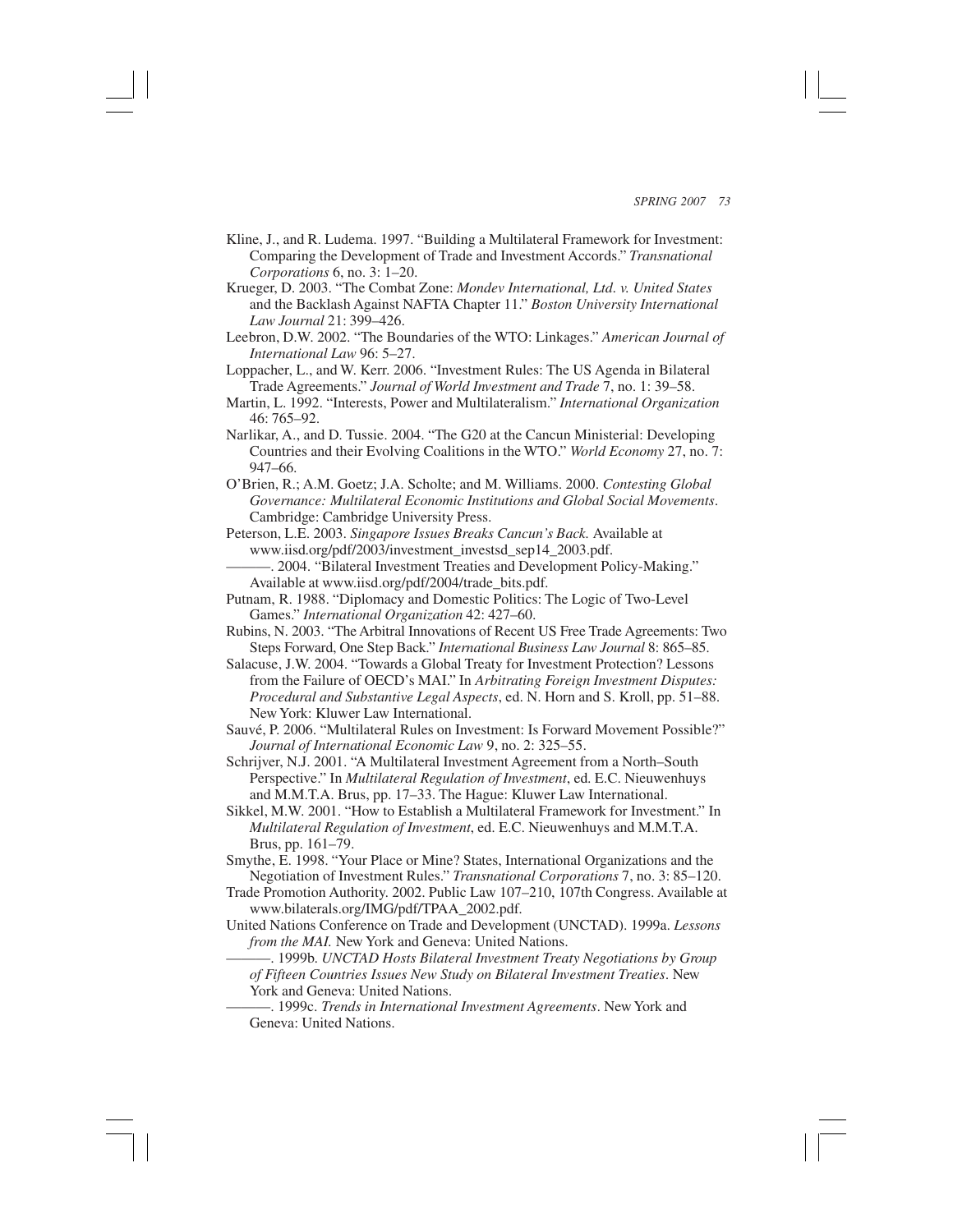Kline, J., and R. Ludema. 1997. "Building a Multilateral Framework for Investment: Comparing the Development of Trade and Investment Accords." *Transnational Corporations* 6, no. 3: 1–20.

Krueger, D. 2003. "The Combat Zone: *Mondev International, Ltd. v. United States* and the Backlash Against NAFTA Chapter 11." *Boston University International Law Journal* 21: 399–426.

Leebron, D.W. 2002. "The Boundaries of the WTO: Linkages." *American Journal of International Law* 96: 5–27.

Loppacher, L., and W. Kerr. 2006. "Investment Rules: The US Agenda in Bilateral Trade Agreements." *Journal of World Investment and Trade* 7, no. 1: 39–58.

Martin, L. 1992. "Interests, Power and Multilateralism." *International Organization* 46: 765–92.

Narlikar, A., and D. Tussie. 2004. "The G20 at the Cancun Ministerial: Developing Countries and their Evolving Coalitions in the WTO." *World Economy* 27, no. 7: 947–66.

O'Brien, R.; A.M. Goetz; J.A. Scholte; and M. Williams. 2000. *Contesting Global Governance: Multilateral Economic Institutions and Global Social Movements*. Cambridge: Cambridge University Press.

Peterson, L.E. 2003. *Singapore Issues Breaks Cancun's Back.* Available at www.iisd.org/pdf/2003/investment_investsd_sep14_2003.pdf.

———. 2004. "Bilateral Investment Treaties and Development Policy-Making." Available at www.iisd.org/pdf/2004/trade_bits.pdf.

Putnam, R. 1988. "Diplomacy and Domestic Politics: The Logic of Two-Level Games." *International Organization* 42: 427–60.

Rubins, N. 2003. "The Arbitral Innovations of Recent US Free Trade Agreements: Two Steps Forward, One Step Back." *International Business Law Journal* 8: 865–85.

Salacuse, J.W. 2004. "Towards a Global Treaty for Investment Protection? Lessons from the Failure of OECD's MAI." In *Arbitrating Foreign Investment Disputes: Procedural and Substantive Legal Aspects*, ed. N. Horn and S. Kroll, pp. 51–88. New York: Kluwer Law International.

Sauvé, P. 2006. "Multilateral Rules on Investment: Is Forward Movement Possible?" *Journal of International Economic Law* 9, no. 2: 325–55.

Schrijver, N.J. 2001. "A Multilateral Investment Agreement from a North–South Perspective." In *Multilateral Regulation of Investment*, ed. E.C. Nieuwenhuys and M.M.T.A. Brus, pp. 17–33. The Hague: Kluwer Law International.

Sikkel, M.W. 2001. "How to Establish a Multilateral Framework for Investment." In *Multilateral Regulation of Investment*, ed. E.C. Nieuwenhuys and M.M.T.A. Brus, pp. 161–79.

Smythe, E. 1998. "Your Place or Mine? States, International Organizations and the Negotiation of Investment Rules." *Transnational Corporations* 7, no. 3: 85–120.

Trade Promotion Authority. 2002. Public Law 107–210, 107th Congress. Available at www.bilaterals.org/IMG/pdf/TPAA_2002.pdf.

United Nations Conference on Trade and Development (UNCTAD). 1999a. *Lessons from the MAI.* New York and Geneva: United Nations.

———. 1999b. *UNCTAD Hosts Bilateral Investment Treaty Negotiations by Group of Fifteen Countries Issues New Study on Bilateral Investment Treaties*. New York and Geneva: United Nations.

———. 1999c. *Trends in International Investment Agreements*. New York and Geneva: United Nations.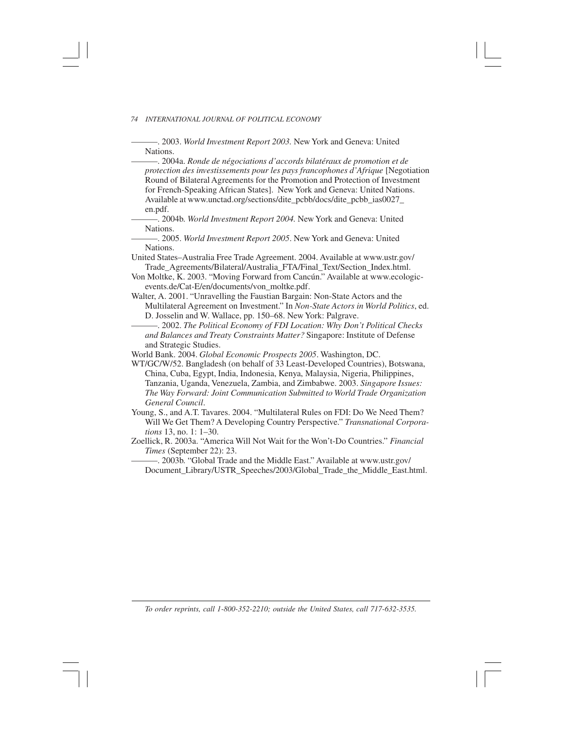———. 2003. *World Investment Report 2003.* New York and Geneva: United Nations.

———. 2004a. *Ronde de négociations d'accords bilatéraux de promotion et de protection des investissements pour les pays francophones d'Afrique* [Negotiation Round of Bilateral Agreements for the Promotion and Protection of Investment for French-Speaking African States]. New York and Geneva: United Nations. Available at www.unctad.org/sections/dite_pcbb/docs/dite_pcbb_ias0027_en.pdf.

———. 2004b. *World Investment Report 2004.* New York and Geneva: United Nations.

———. 2005. *World Investment Report 2005*. New York and Geneva: United Nations.

United States–Australia Free Trade Agreement. 2004. Available at www.ustr.gov/Trade_Agreements/Bilateral/Australia_FTA/Final_Text/Section_Index.html.

Von Moltke, K. 2003. "Moving Forward from Cancún." Available at www.ecologic-events.de/Cat-E/en/documents/von_moltke.pdf.

Walter, A. 2001. "Unravelling the Faustian Bargain: Non-State Actors and the Multilateral Agreement on Investment." In *Non-State Actors in World Politics*, ed. D. Josselin and W. Wallace, pp. 150–68. New York: Palgrave.

———. 2002. *The Political Economy of FDI Location: Why Don't Political Checks and Balances and Treaty Constraints Matter?* Singapore: Institute of Defense and Strategic Studies.

World Bank. 2004. *Global Economic Prospects 2005*. Washington, DC.

WT/GC/W/52. Bangladesh (on behalf of 33 Least-Developed Countries), Botswana, China, Cuba, Egypt, India, Indonesia, Kenya, Malaysia, Nigeria, Philippines, Tanzania, Uganda, Venezuela, Zambia, and Zimbabwe. 2003. *Singapore Issues: The Way Forward: Joint Communication Submitted to World Trade Organization General Council*.

Young, S., and A.T. Tavares. 2004. "Multilateral Rules on FDI: Do We Need Them? Will We Get Them? A Developing Country Perspective." *Transnational Corporations* 13, no. 1: 1–30.

Zoellick, R. 2003a. "America Will Not Wait for the Won't-Do Countries." *Financial Times* (September 22): 23.

———. 2003b. "Global Trade and the Middle East." Available at www.ustr.gov/Document_Library/USTR_Speeches/2003/Global_Trade_the_Middle_East.html.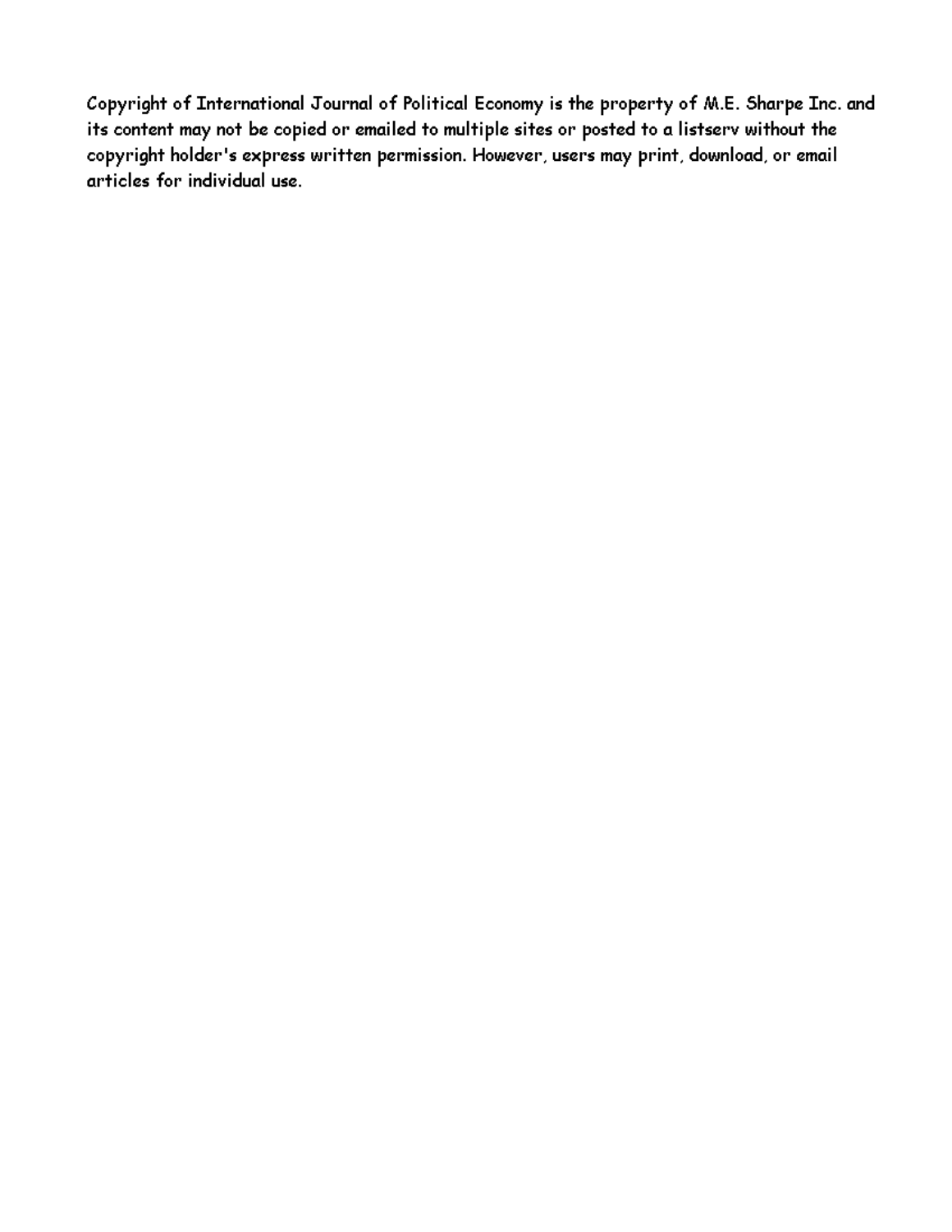Copyright of International Journal of Political Economy is the property of M.E. Sharpe Inc. and its content may not be copied or emailed to multiple sites or posted to a listserv without the copyright holder's express written permission. However, users may print, download, or email articles for individual use.